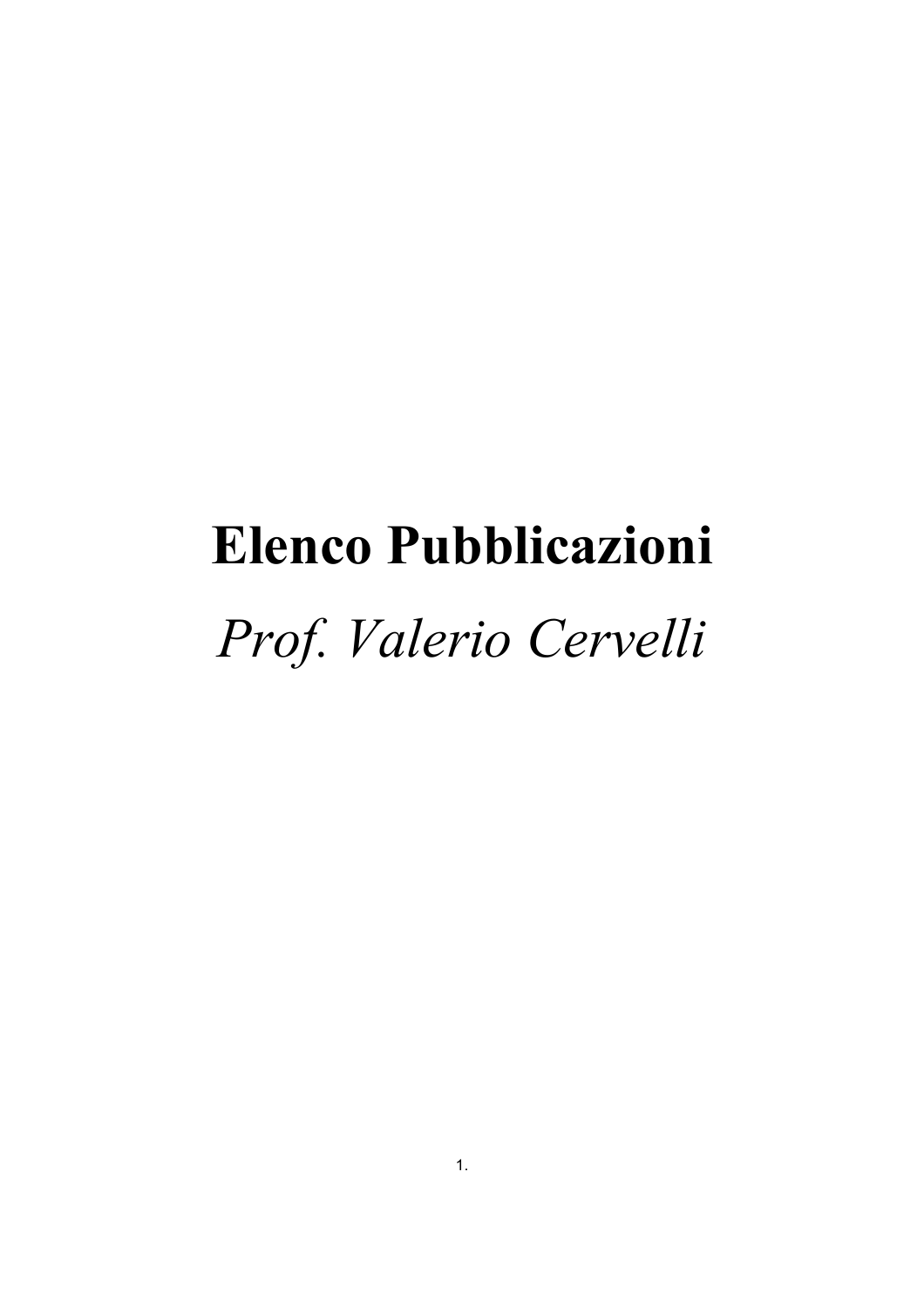# Elenco Pubblicazioni

*Prof. Valerio Cervelli*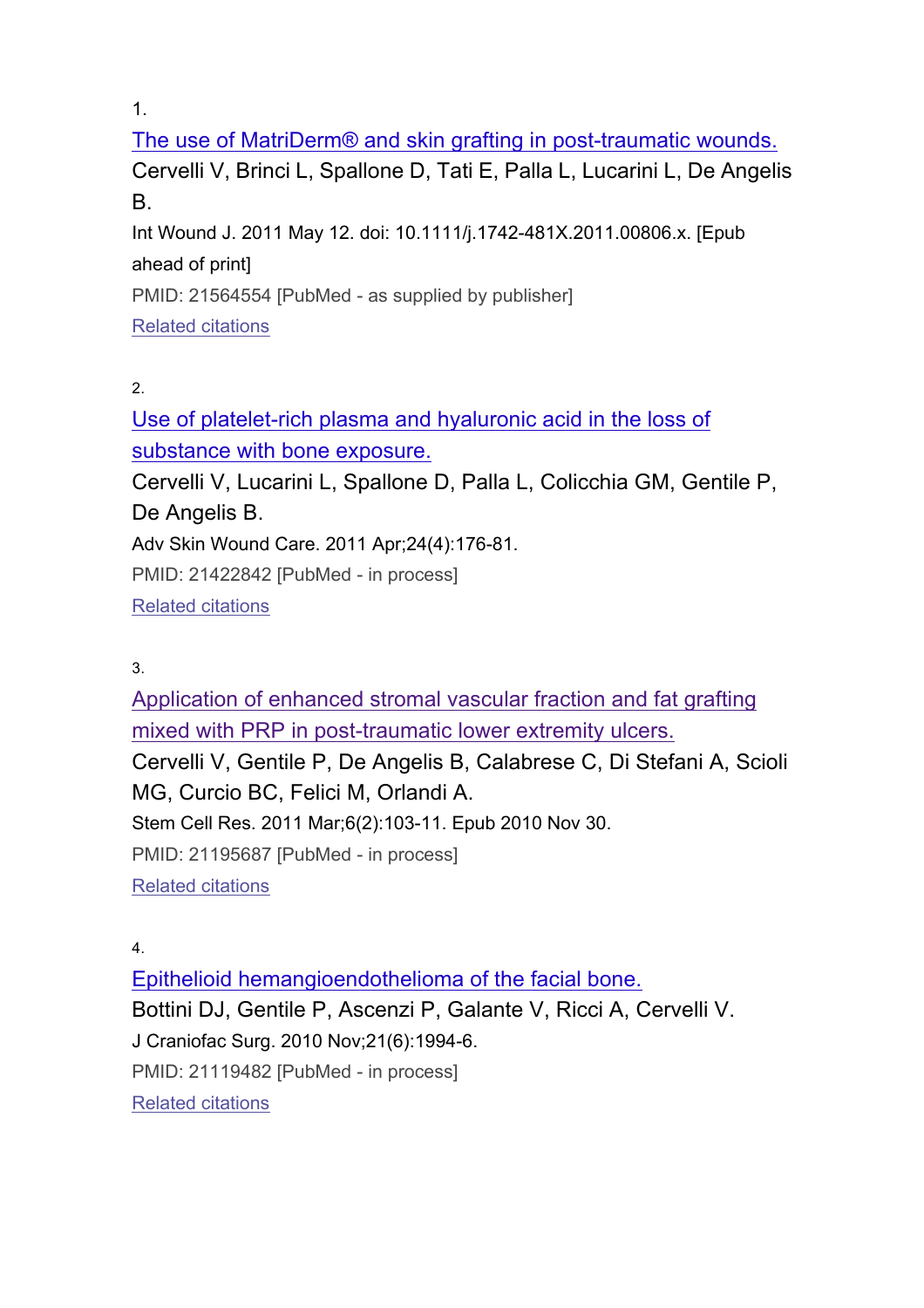1.

The use of MatriDerm® and skin grafting in post-traumatic wounds.

Cervelli V, Brinci L, Spallone D, Tati E, Palla L, Lucarini L, De Angelis B.

Int Wound J. 2011 May 12. doi: 10.1111/j.1742-481X.2011.00806.x. [Epub ahead of print]

PMID: 21564554 [PubMed - as supplied by publisher]

Related citations

2.

Use of platelet-rich plasma and hyaluronic acid in the loss of substance with bone exposure.

Cervelli V, Lucarini L, Spallone D, Palla L, Colicchia GM, Gentile P, De Angelis B.

Adv Skin Wound Care. 2011 Apr;24(4):176-81.

PMID: 21422842 [PubMed - in process]

Related citations

3.

Application of enhanced stromal vascular fraction and fat grafting mixed with PRP in post-traumatic lower extremity ulcers.

Cervelli V, Gentile P, De Angelis B, Calabrese C, Di Stefani A, Scioli MG, Curcio BC, Felici M, Orlandi A.

Stem Cell Res. 2011 Mar;6(2):103-11. Epub 2010 Nov 30.

PMID: 21195687 [PubMed - in process]

Related citations

4.

Epithelioid hemangioendothelioma of the facial bone.

Bottini DJ, Gentile P, Ascenzi P, Galante V, Ricci A, Cervelli V.

J Craniofac Surg. 2010 Nov;21(6):1994-6.

PMID: 21119482 [PubMed - in process]

Related citations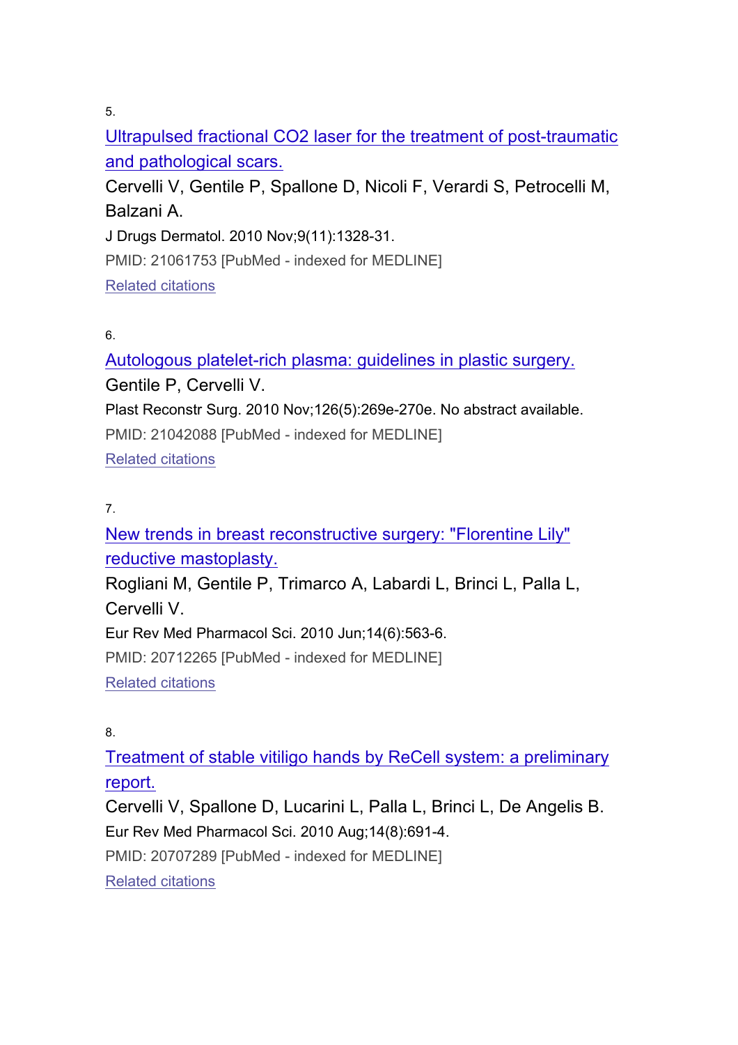5.

[Ultrapulsed fractional $CO_2$ laser for the treatment of post-traumatic and pathological scars.]

Cervelli V, Gentile P, Spallone D, Nicoli F, Verardi S, Petrocelli M, Balzani A.

J Drugs Dermatol. 2010 Nov;9(11):1328-31.

PMID: 21061753 [PubMed - indexed for MEDLINE]

[Related citations]

6.

[Autologous platelet-rich plasma: guidelines in plastic surgery.]

Gentile P, Cervelli V.

Plast Reconstr Surg. 2010 Nov;126(5):269e-270e. No abstract available.

PMID: 21042088 [PubMed - indexed for MEDLINE]

[Related citations]

7.

[New trends in breast reconstructive surgery: "Florentine Lily" reductive mastoplasty.]

Rogliani M, Gentile P, Trimarco A, Labardi L, Brinci L, Palla L, Cervelli V.

Eur Rev Med Pharmacol Sci. 2010 Jun;14(6):563-6.

PMID: 20712265 [PubMed - indexed for MEDLINE]

[Related citations]

8.

[Treatment of stable vitiligo hands by ReCell system: a preliminary report.]

Cervelli V, Spallone D, Lucarini L, Palla L, Brinci L, De Angelis B.

Eur Rev Med Pharmacol Sci. 2010 Aug;14(8):691-4.

PMID: 20707289 [PubMed - indexed for MEDLINE]

[Related citations]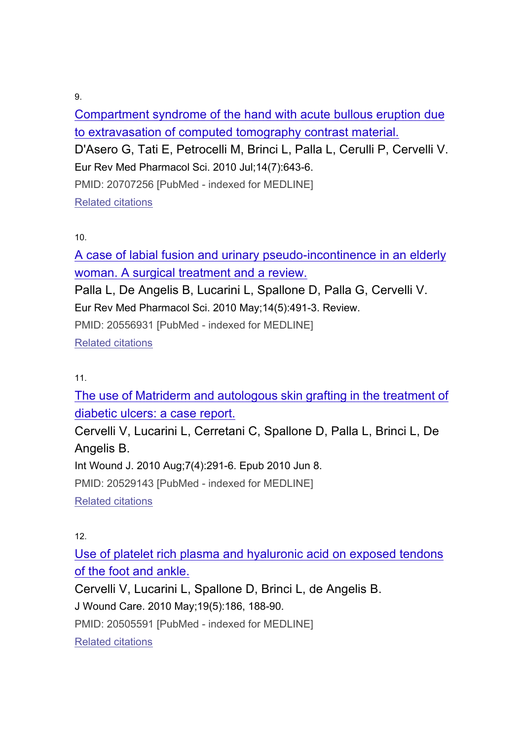9.

Compartment syndrome of the hand with acute bullous eruption due to extravasation of computed tomography contrast material.

D'Asero G, Tati E, Petrocelli M, Brinci L, Palla L, Cerulli P, Cervelli V.

Eur Rev Med Pharmacol Sci. 2010 Jul;14(7):643-6.

PMID: 20707256 [PubMed - indexed for MEDLINE]

Related citations

10.

A case of labial fusion and urinary pseudo-incontinence in an elderly woman. A surgical treatment and a review.

Palla L, De Angelis B, Lucarini L, Spallone D, Palla G, Cervelli V.

Eur Rev Med Pharmacol Sci. 2010 May;14(5):491-3. Review.

PMID: 20556931 [PubMed - indexed for MEDLINE]

Related citations

11.

The use of Matriderm and autologous skin grafting in the treatment of diabetic ulcers: a case report.

Cervelli V, Lucarini L, Cerretani C, Spallone D, Palla L, Brinci L, De Angelis B.

Int Wound J. 2010 Aug;7(4):291-6. Epub 2010 Jun 8.

PMID: 20529143 [PubMed - indexed for MEDLINE]

Related citations

12.

Use of platelet rich plasma and hyaluronic acid on exposed tendons of the foot and ankle.

Cervelli V, Lucarini L, Spallone D, Brinci L, de Angelis B.

J Wound Care. 2010 May;19(5):186, 188-90.

PMID: 20505591 [PubMed - indexed for MEDLINE]

Related citations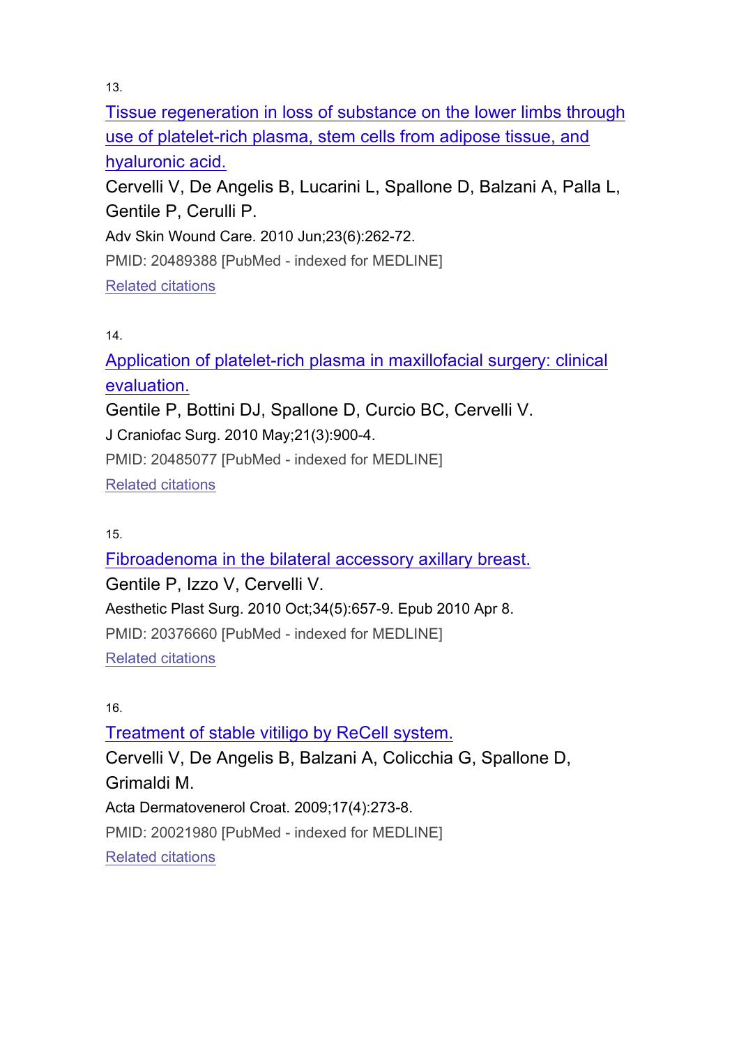13.

[Tissue regeneration in loss of substance on the lower limbs through use of platelet-rich plasma, stem cells from adipose tissue, and hyaluronic acid.]

Cervelli V, De Angelis B, Lucarini L, Spallone D, Balzani A, Palla L, Gentile P, Cerulli P.

Adv Skin Wound Care. 2010 Jun;23(6):262-72.

PMID: 20489388 [PubMed - indexed for MEDLINE]

Related citations

14.

[Application of platelet-rich plasma in maxillofacial surgery: clinical evaluation.]

Gentile P, Bottini DJ, Spallone D, Curcio BC, Cervelli V.

J Craniofac Surg. 2010 May;21(3):900-4.

PMID: 20485077 [PubMed - indexed for MEDLINE]

Related citations

15.

[Fibroadenoma in the bilateral accessory axillary breast.]

Gentile P, Izzo V, Cervelli V.

Aesthetic Plast Surg. 2010 Oct;34(5):657-9. Epub 2010 Apr 8.

PMID: 20376660 [PubMed - indexed for MEDLINE]

Related citations

16.

[Treatment of stable vitiligo by ReCell system.]

Cervelli V, De Angelis B, Balzani A, Colicchia G, Spallone D, Grimaldi M.

Acta Dermatovenerol Croat. 2009;17(4):273-8.

PMID: 20021980 [PubMed - indexed for MEDLINE]

Related citations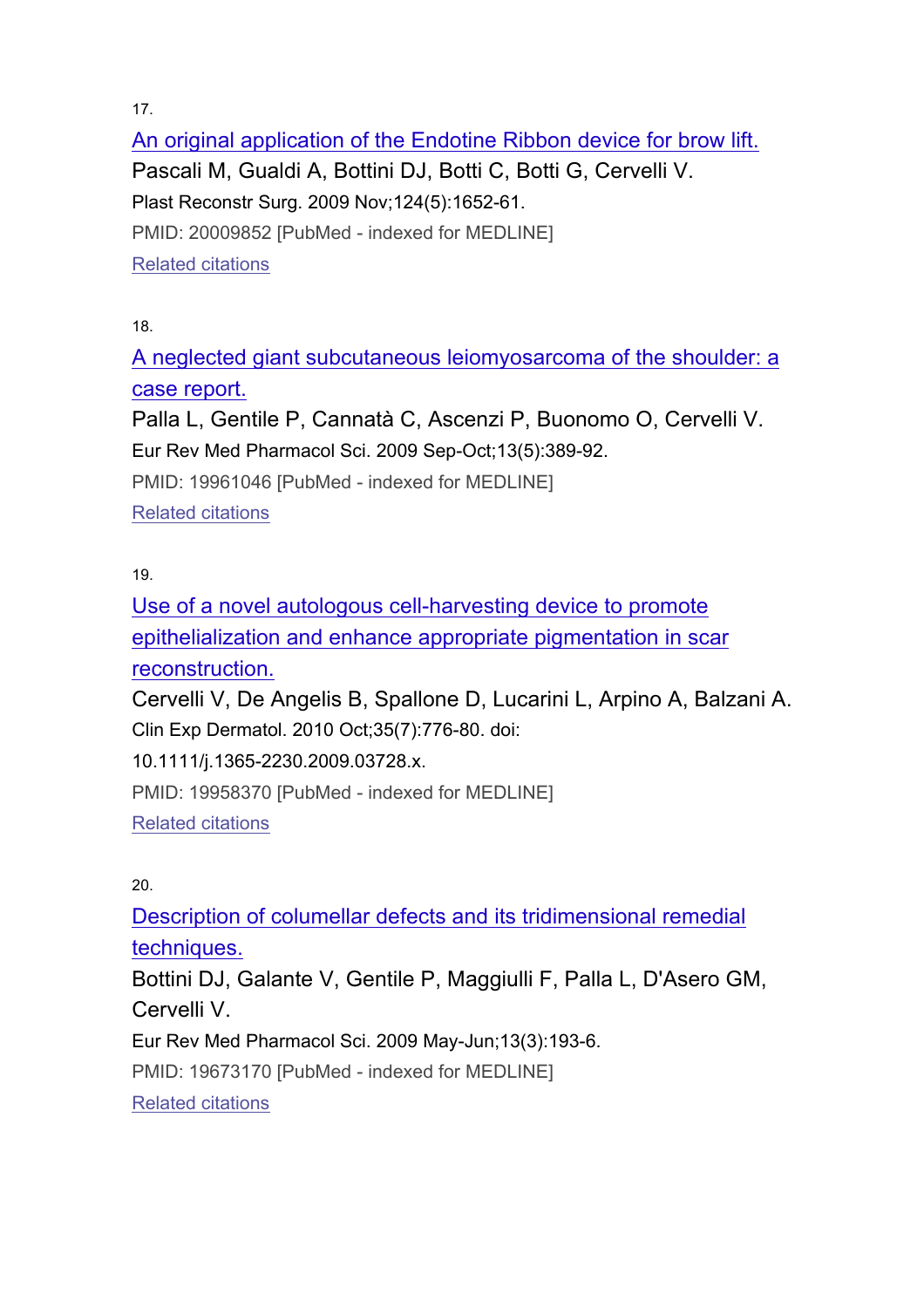17.

An original application of the Endotine Ribbon device for brow lift.

Pascali M, Gualdi A, Bottini DJ, Botti C, Botti G, Cervelli V.

Plast Reconstr Surg. 2009 Nov;124(5):1652-61.

PMID: 20009852 [PubMed - indexed for MEDLINE]

Related citations

18.

A neglected giant subcutaneous leiomyosarcoma of the shoulder: a case report.

Palla L, Gentile P, Cannatà C, Ascenzi P, Buonomo O, Cervelli V.

Eur Rev Med Pharmacol Sci. 2009 Sep-Oct;13(5):389-92.

PMID: 19961046 [PubMed - indexed for MEDLINE]

Related citations

19.

Use of a novel autologous cell-harvesting device to promote epithelialization and enhance appropriate pigmentation in scar reconstruction.

Cervelli V, De Angelis B, Spallone D, Lucarini L, Arpino A, Balzani A.

Clin Exp Dermatol. 2010 Oct;35(7):776-80. doi: 10.1111/j.1365-2230.2009.03728.x.

PMID: 19958370 [PubMed - indexed for MEDLINE]

Related citations

20.

Description of columellar defects and its tridimensional remedial techniques.

Bottini DJ, Galante V, Gentile P, Maggiulli F, Palla L, D'Asero GM, Cervelli V.

Eur Rev Med Pharmacol Sci. 2009 May-Jun;13(3):193-6.

PMID: 19673170 [PubMed - indexed for MEDLINE]

Related citations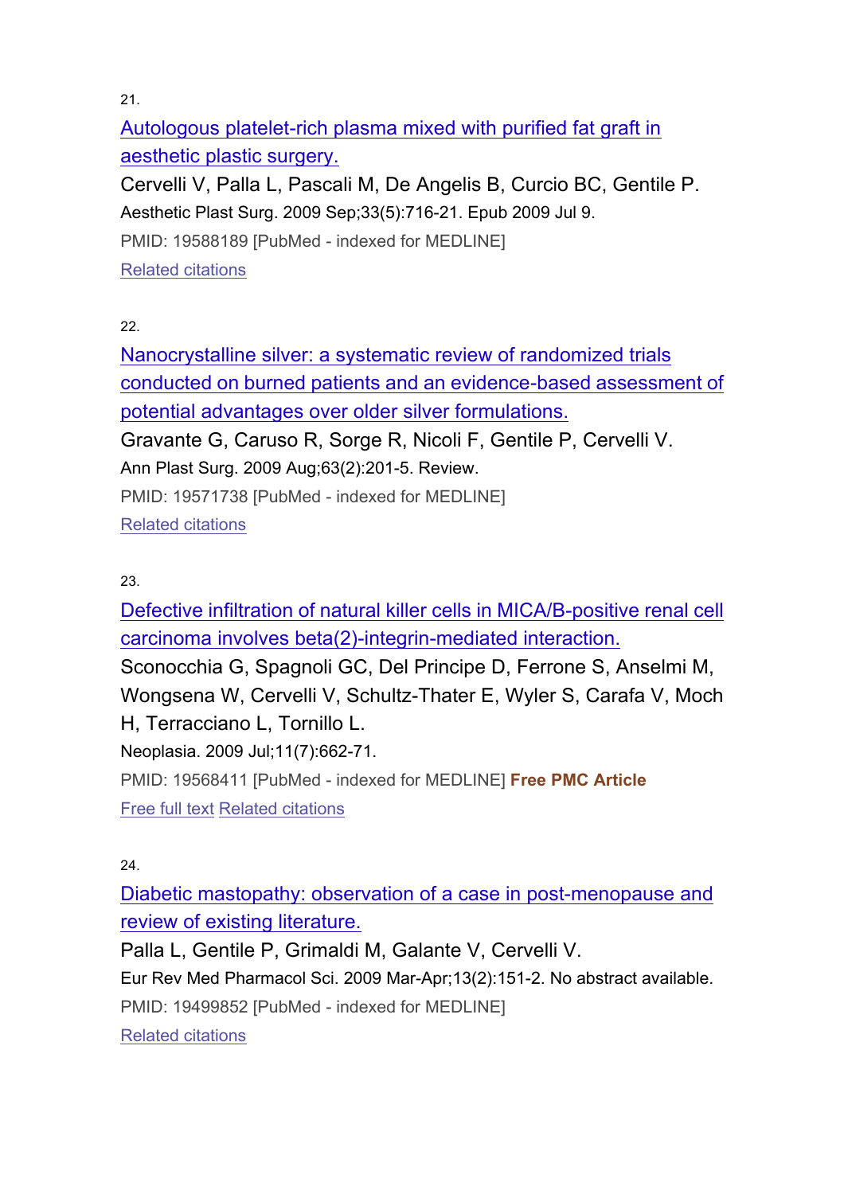21.

[Autologous platelet-rich plasma mixed with purified fat graft in aesthetic plastic surgery.]

Cervelli V, Palla L, Pascali M, De Angelis B, Curcio BC, Gentile P.

Aesthetic Plast Surg. 2009 Sep;33(5):716-21. Epub 2009 Jul 9.

PMID: 19588189 [PubMed - indexed for MEDLINE]

Related citations

22.

[Nanocrystalline silver: a systematic review of randomized trials conducted on burned patients and an evidence-based assessment of potential advantages over older silver formulations.]

Gravante G, Caruso R, Sorge R, Nicoli F, Gentile P, Cervelli V.

Ann Plast Surg. 2009 Aug;63(2):201-5. Review.

PMID: 19571738 [PubMed - indexed for MEDLINE]

Related citations

23.

[Defective infiltration of natural killer cells in MICA/B-positive renal cell carcinoma involves beta(2)-integrin-mediated interaction.]

Sconocchia G, Spagnoli GC, Del Principe D, Ferrone S, Anselmi M, Wongsena W, Cervelli V, Schultz-Thater E, Wyler S, Carafa V, Moch H, Terracciano L, Tornillo L.

Neoplasia. 2009 Jul;11(7):662-71.

PMID: 19568411 [PubMed - indexed for MEDLINE] **Free PMC Article**

Free full text Related citations

24.

[Diabetic mastopathy: observation of a case in post-menopause and review of existing literature.]

Palla L, Gentile P, Grimaldi M, Galante V, Cervelli V.

Eur Rev Med Pharmacol Sci. 2009 Mar-Apr;13(2):151-2. No abstract available.

PMID: 19499852 [PubMed - indexed for MEDLINE]

Related citations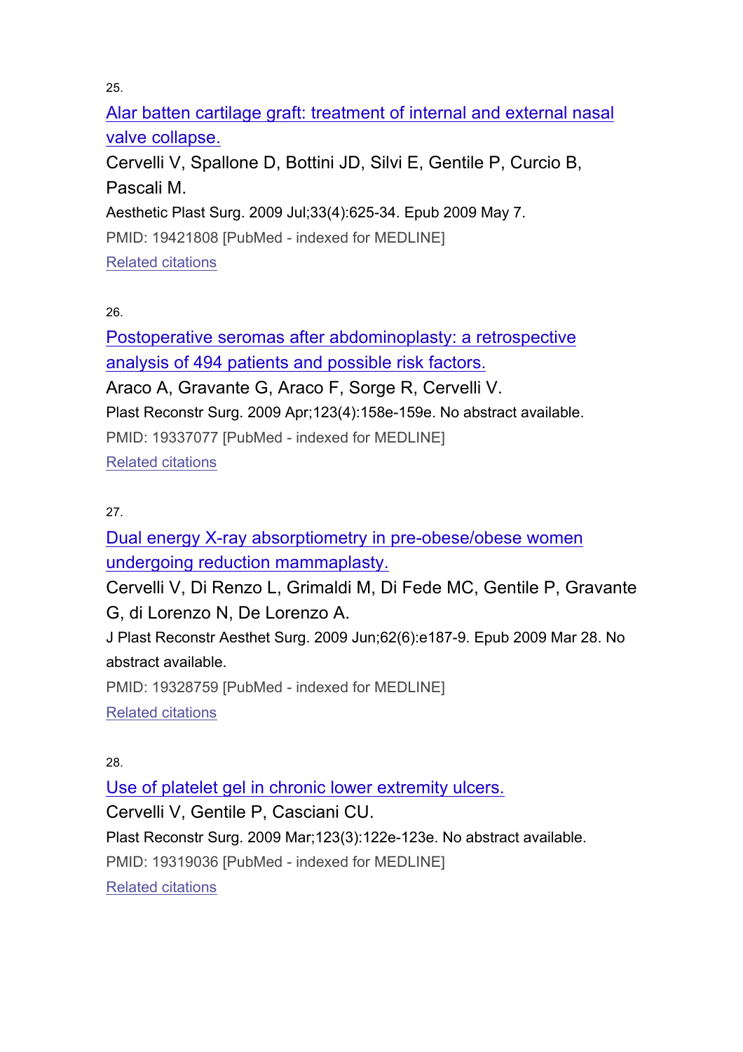25.

[Alar batten cartilage graft: treatment of internal and external nasal valve collapse.]

Cervelli V, Spallone D, Bottini JD, Silvi E, Gentile P, Curcio B, Pascali M.

Aesthetic Plast Surg. 2009 Jul;33(4):625-34. Epub 2009 May 7.

PMID: 19421808 [PubMed - indexed for MEDLINE]

[Related citations]

26.

[Postoperative seromas after abdominoplasty: a retrospective analysis of 494 patients and possible risk factors.]

Araco A, Gravante G, Araco F, Sorge R, Cervelli V.

Plast Reconstr Surg. 2009 Apr;123(4):158e-159e. No abstract available.

PMID: 19337077 [PubMed - indexed for MEDLINE]

[Related citations]

27.

[Dual energy X-ray absorptiometry in pre-obese/obese women undergoing reduction mammaplasty.]

Cervelli V, Di Renzo L, Grimaldi M, Di Fede MC, Gentile P, Gravante G, di Lorenzo N, De Lorenzo A.

J Plast Reconstr Aesthet Surg. 2009 Jun;62(6):e187-9. Epub 2009 Mar 28. No abstract available.

PMID: 19328759 [PubMed - indexed for MEDLINE]

[Related citations]

28.

[Use of platelet gel in chronic lower extremity ulcers.]

Cervelli V, Gentile P, Casciani CU.

Plast Reconstr Surg. 2009 Mar;123(3):122e-123e. No abstract available.

PMID: 19319036 [PubMed - indexed for MEDLINE]

[Related citations]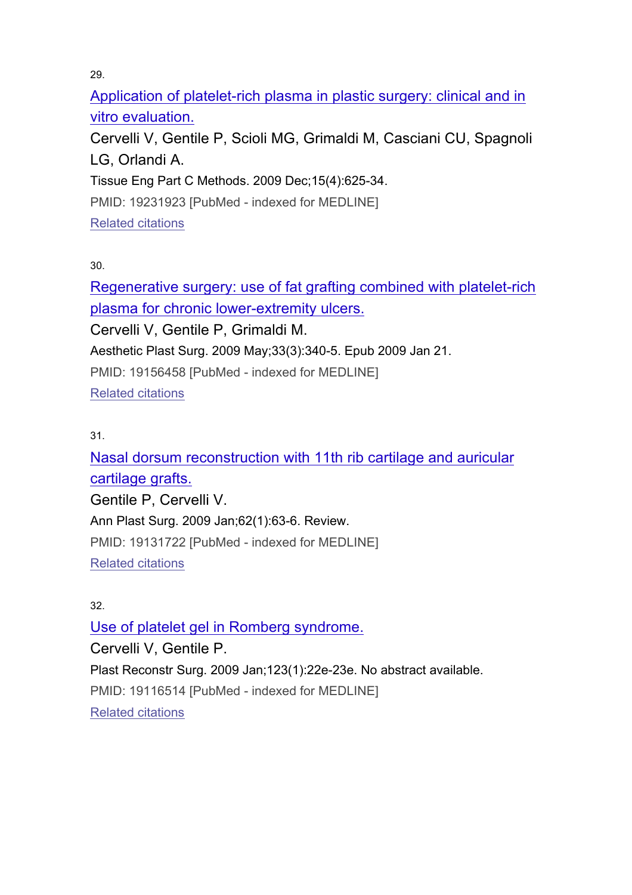29.

[Application of platelet-rich plasma in plastic surgery: clinical and in vitro evaluation.]

Cervelli V, Gentile P, Scioli MG, Grimaldi M, Casciani CU, Spagnoli LG, Orlandi A.

Tissue Eng Part C Methods. 2009 Dec;15(4):625-34.

PMID: 19231923 [PubMed - indexed for MEDLINE]

[Related citations]

30.

[Regenerative surgery: use of fat grafting combined with platelet-rich plasma for chronic lower-extremity ulcers.]

Cervelli V, Gentile P, Grimaldi M.

Aesthetic Plast Surg. 2009 May;33(3):340-5. Epub 2009 Jan 21.

PMID: 19156458 [PubMed - indexed for MEDLINE]

[Related citations]

31.

[Nasal dorsum reconstruction with 11th rib cartilage and auricular cartilage grafts.]

Gentile P, Cervelli V.

Ann Plast Surg. 2009 Jan;62(1):63-6. Review.

PMID: 19131722 [PubMed - indexed for MEDLINE]

[Related citations]

32.

[Use of platelet gel in Romberg syndrome.]

Cervelli V, Gentile P.

Plast Reconstr Surg. 2009 Jan;123(1):22e-23e. No abstract available.

PMID: 19116514 [PubMed - indexed for MEDLINE]

[Related citations]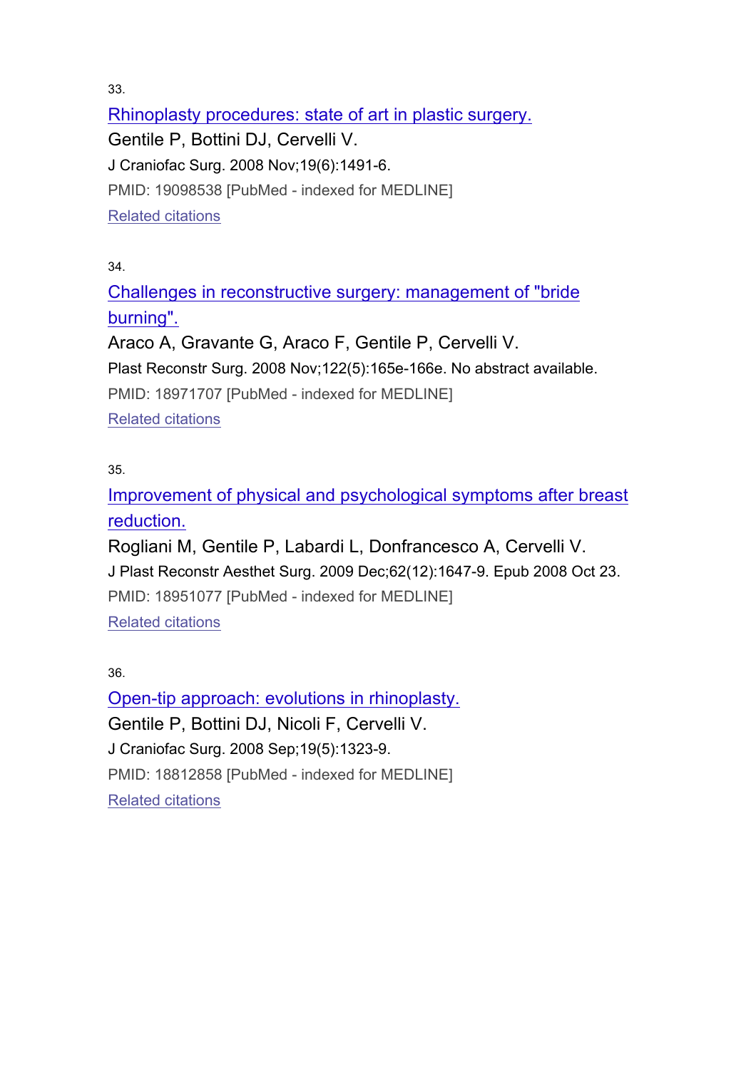33.

[Rhinoplasty procedures: state of art in plastic surgery.]

Gentile P, Bottini DJ, Cervelli V.

J Craniofac Surg. 2008 Nov;19(6):1491-6.

PMID: 19098538 [PubMed - indexed for MEDLINE]

[Related citations]

34.

[Challenges in reconstructive surgery: management of "bride burning".]

Araco A, Gravante G, Araco F, Gentile P, Cervelli V.

Plast Reconstr Surg. 2008 Nov;122(5):165e-166e. No abstract available.

PMID: 18971707 [PubMed - indexed for MEDLINE]

[Related citations]

35.

[Improvement of physical and psychological symptoms after breast reduction.]

Rogliani M, Gentile P, Labardi L, Donfrancesco A, Cervelli V.

J Plast Reconstr Aesthet Surg. 2009 Dec;62(12):1647-9. Epub 2008 Oct 23.

PMID: 18951077 [PubMed - indexed for MEDLINE]

[Related citations]

36.

[Open-tip approach: evolutions in rhinoplasty.]

Gentile P, Bottini DJ, Nicoli F, Cervelli V.

J Craniofac Surg. 2008 Sep;19(5):1323-9.

PMID: 18812858 [PubMed - indexed for MEDLINE]

[Related citations]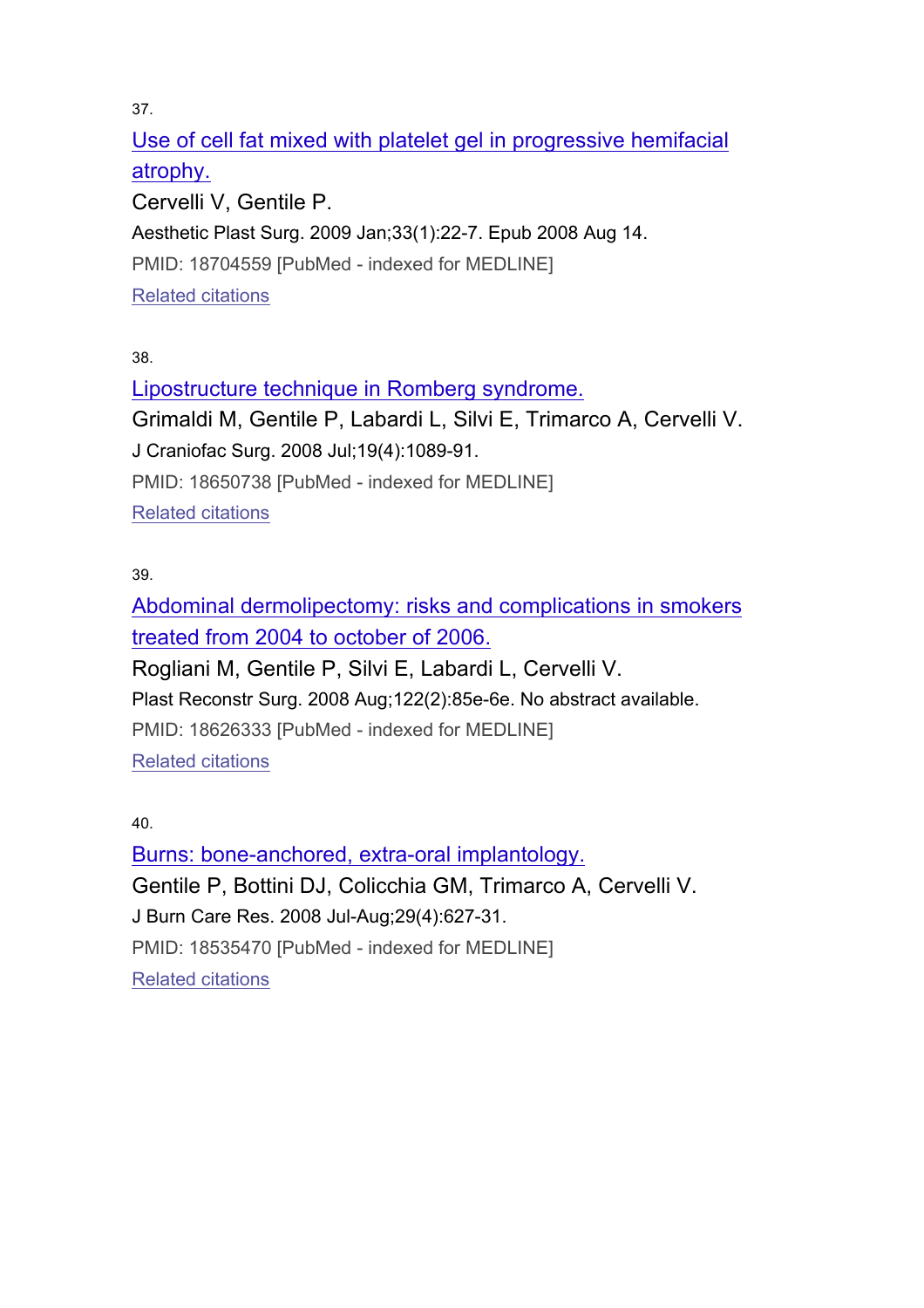37.

Use of cell fat mixed with platelet gel in progressive hemifacial atrophy.

Cervelli V, Gentile P.

Aesthetic Plast Surg. 2009 Jan;33(1):22-7. Epub 2008 Aug 14.

PMID: 18704559 [PubMed - indexed for MEDLINE]

Related citations

38.

Lipostructure technique in Romberg syndrome.

Grimaldi M, Gentile P, Labardi L, Silvi E, Trimarco A, Cervelli V.

J Craniofac Surg. 2008 Jul;19(4):1089-91.

PMID: 18650738 [PubMed - indexed for MEDLINE]

Related citations

39.

Abdominal dermolipectomy: risks and complications in smokers treated from 2004 to october of 2006.

Rogliani M, Gentile P, Silvi E, Labardi L, Cervelli V.

Plast Reconstr Surg. 2008 Aug;122(2):85e-6e. No abstract available.

PMID: 18626333 [PubMed - indexed for MEDLINE]

Related citations

40.

Burns: bone-anchored, extra-oral implantology.

Gentile P, Bottini DJ, Colicchia GM, Trimarco A, Cervelli V.

J Burn Care Res. 2008 Jul-Aug;29(4):627-31.

PMID: 18535470 [PubMed - indexed for MEDLINE]

Related citations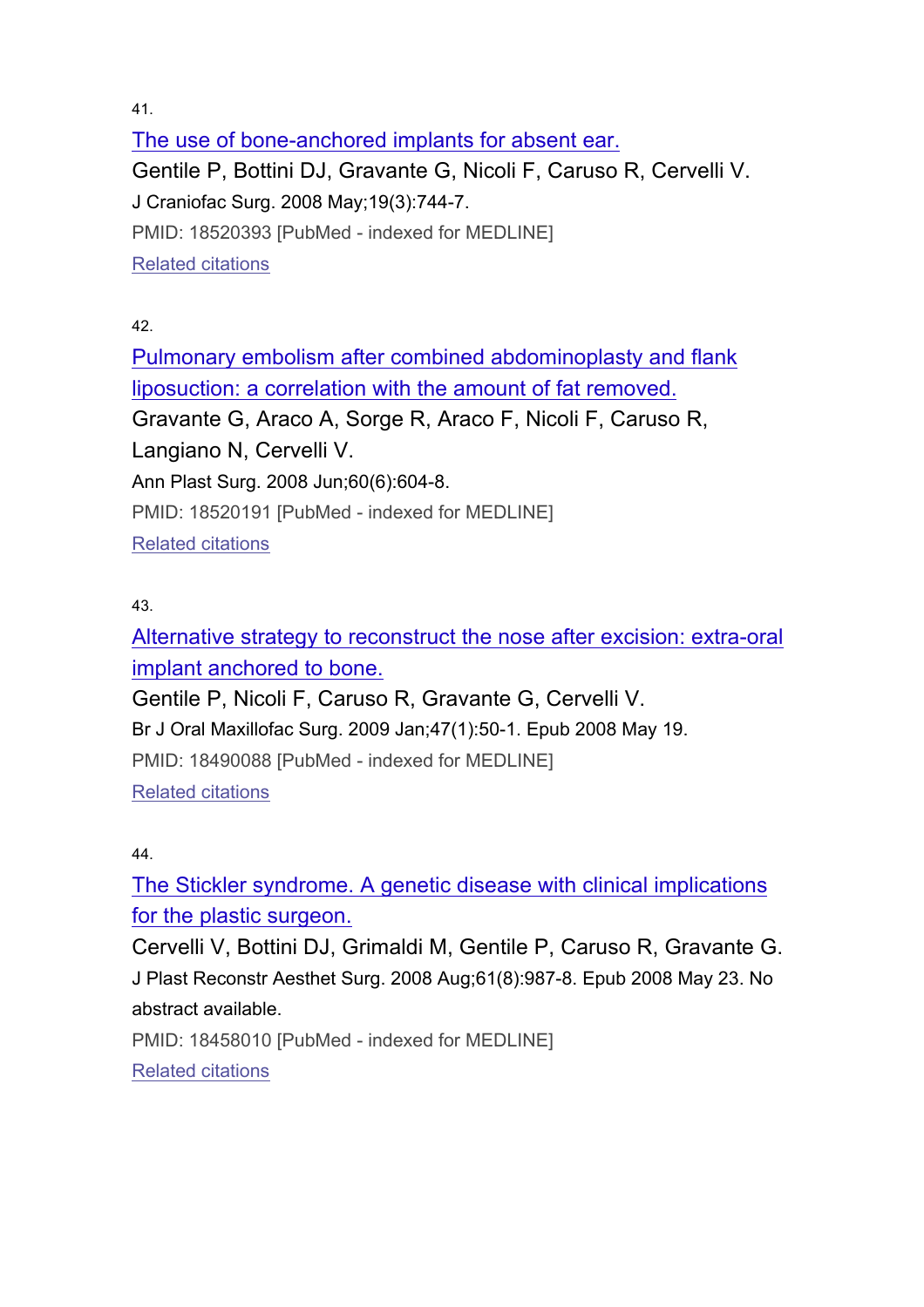41.

[The use of bone-anchored implants for absent ear.]

Gentile P, Bottini DJ, Gravante G, Nicoli F, Caruso R, Cervelli V.

J Craniofac Surg. 2008 May;19(3):744-7.

PMID: 18520393 [PubMed - indexed for MEDLINE]

Related citations

42.

[Pulmonary embolism after combined abdominoplasty and flank liposuction: a correlation with the amount of fat removed.]

Gravante G, Araco A, Sorge R, Araco F, Nicoli F, Caruso R, Langiano N, Cervelli V.

Ann Plast Surg. 2008 Jun;60(6):604-8.

PMID: 18520191 [PubMed - indexed for MEDLINE]

Related citations

43.

[Alternative strategy to reconstruct the nose after excision: extra-oral implant anchored to bone.]

Gentile P, Nicoli F, Caruso R, Gravante G, Cervelli V.

Br J Oral Maxillofac Surg. 2009 Jan;47(1):50-1. Epub 2008 May 19.

PMID: 18490088 [PubMed - indexed for MEDLINE]

Related citations

44.

[The Stickler syndrome. A genetic disease with clinical implications for the plastic surgeon.]

Cervelli V, Bottini DJ, Grimaldi M, Gentile P, Caruso R, Gravante G.

J Plast Reconstr Aesthet Surg. 2008 Aug;61(8):987-8. Epub 2008 May 23. No abstract available.

PMID: 18458010 [PubMed - indexed for MEDLINE]

Related citations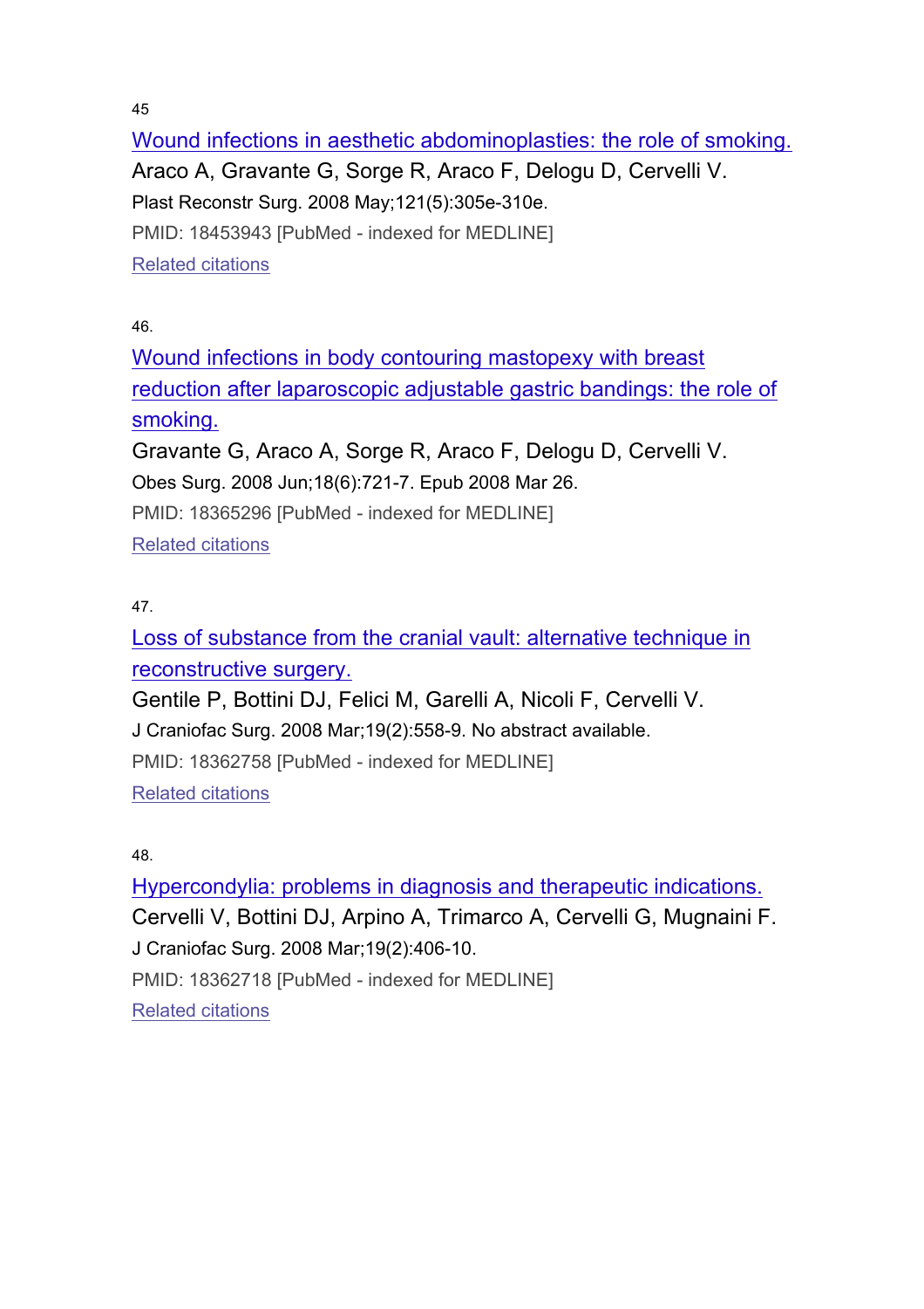45

Wound infections in aesthetic abdominoplasties: the role of smoking.

Araco A, Gravante G, Sorge R, Araco F, Delogu D, Cervelli V.

Plast Reconstr Surg. 2008 May;121(5):305e-310e.

PMID: 18453943 [PubMed - indexed for MEDLINE]

Related citations

46.

Wound infections in body contouring mastopexy with breast reduction after laparoscopic adjustable gastric bandings: the role of smoking.

Gravante G, Araco A, Sorge R, Araco F, Delogu D, Cervelli V.

Obes Surg. 2008 Jun;18(6):721-7. Epub 2008 Mar 26.

PMID: 18365296 [PubMed - indexed for MEDLINE]

Related citations

47.

Loss of substance from the cranial vault: alternative technique in reconstructive surgery.

Gentile P, Bottini DJ, Felici M, Garelli A, Nicoli F, Cervelli V.

J Craniofac Surg. 2008 Mar;19(2):558-9. No abstract available.

PMID: 18362758 [PubMed - indexed for MEDLINE]

Related citations

48.

Hypercondylia: problems in diagnosis and therapeutic indications.

Cervelli V, Bottini DJ, Arpino A, Trimarco A, Cervelli G, Mugnaini F.

J Craniofac Surg. 2008 Mar;19(2):406-10.

PMID: 18362718 [PubMed - indexed for MEDLINE]

Related citations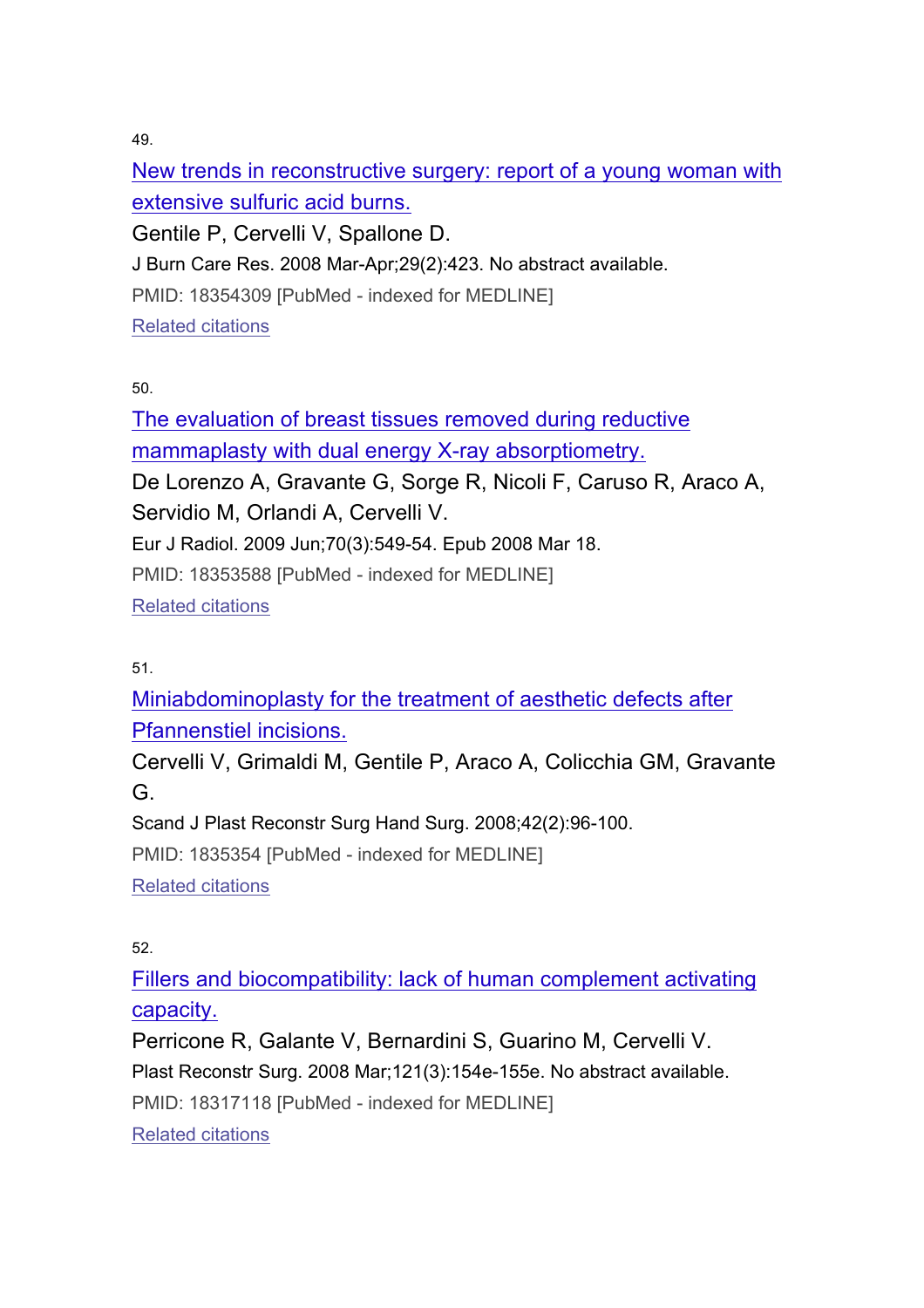49.

New trends in reconstructive surgery: report of a young woman with extensive sulfuric acid burns.

Gentile P, Cervelli V, Spallone D.

J Burn Care Res. 2008 Mar-Apr;29(2):423. No abstract available.

PMID: 18354309 [PubMed - indexed for MEDLINE]

Related citations

50.

The evaluation of breast tissues removed during reductive mammaplasty with dual energy X-ray absorptiometry.

De Lorenzo A, Gravante G, Sorge R, Nicoli F, Caruso R, Araco A, Servidio M, Orlandi A, Cervelli V.

Eur J Radiol. 2009 Jun;70(3):549-54. Epub 2008 Mar 18.

PMID: 18353588 [PubMed - indexed for MEDLINE]

Related citations

51.

Miniabdominoplasty for the treatment of aesthetic defects after Pfannenstiel incisions.

Cervelli V, Grimaldi M, Gentile P, Araco A, Colicchia GM, Gravante G.

Scand J Plast Reconstr Surg Hand Surg. 2008;42(2):96-100.

PMID: 1835354 [PubMed - indexed for MEDLINE]

Related citations

52.

Fillers and biocompatibility: lack of human complement activating capacity.

Perricone R, Galante V, Bernardini S, Guarino M, Cervelli V.

Plast Reconstr Surg. 2008 Mar;121(3):154e-155e. No abstract available.

PMID: 18317118 [PubMed - indexed for MEDLINE]

Related citations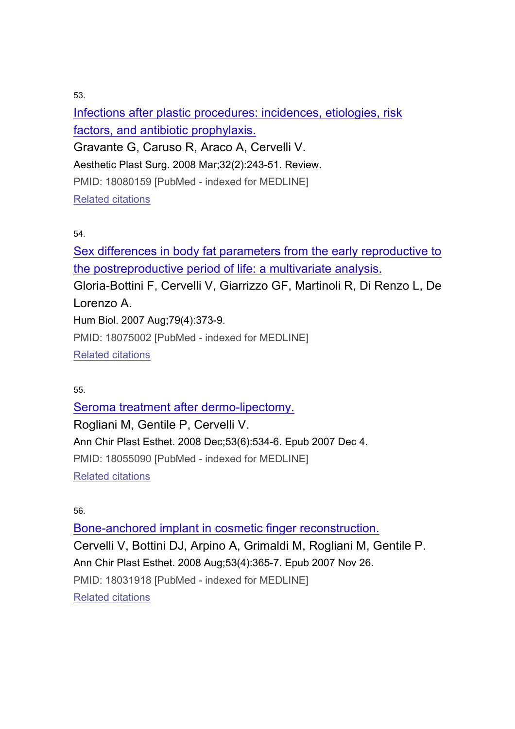53.

[Infections after plastic procedures: incidences, etiologies, risk factors, and antibiotic prophylaxis.]

Gravante G, Caruso R, Araco A, Cervelli V.

Aesthetic Plast Surg. 2008 Mar;32(2):243-51. Review.

PMID: 18080159 [PubMed - indexed for MEDLINE]

Related citations

54.

[Sex differences in body fat parameters from the early reproductive to the postreproductive period of life: a multivariate analysis.]

Gloria-Bottini F, Cervelli V, Giarrizzo GF, Martinoli R, Di Renzo L, De Lorenzo A.

Hum Biol. 2007 Aug;79(4):373-9.

PMID: 18075002 [PubMed - indexed for MEDLINE]

Related citations

55.

[Seroma treatment after dermo-lipectomy.]

Rogliani M, Gentile P, Cervelli V.

Ann Chir Plast Esthet. 2008 Dec;53(6):534-6. Epub 2007 Dec 4.

PMID: 18055090 [PubMed - indexed for MEDLINE]

Related citations

56.

[Bone-anchored implant in cosmetic finger reconstruction.]

Cervelli V, Bottini DJ, Arpino A, Grimaldi M, Rogliani M, Gentile P.

Ann Chir Plast Esthet. 2008 Aug;53(4):365-7. Epub 2007 Nov 26.

PMID: 18031918 [PubMed - indexed for MEDLINE]

Related citations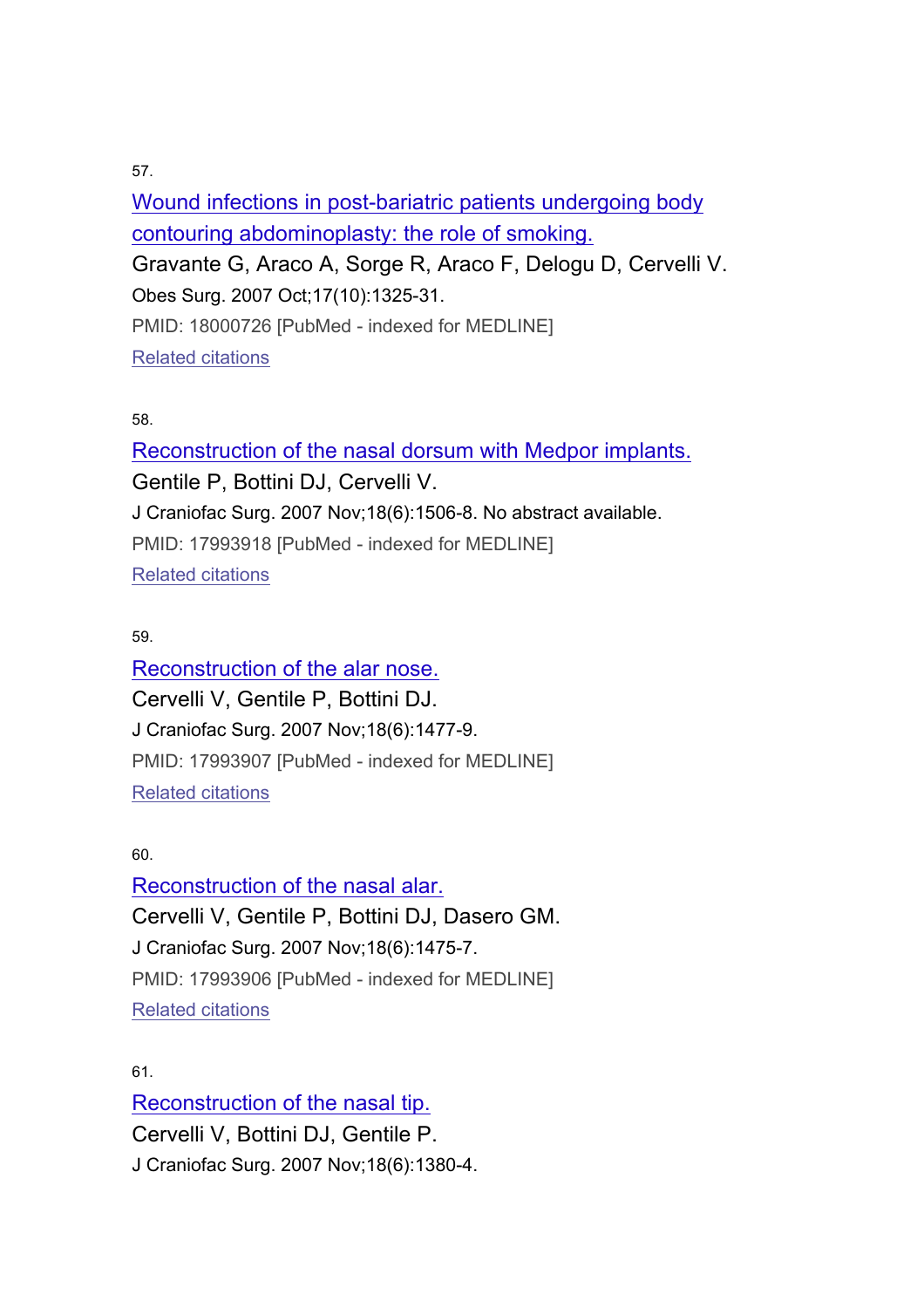57.

[Wound infections in post-bariatric patients undergoing body contouring abdominoplasty: the role of smoking.]

Gravante G, Araco A, Sorge R, Araco F, Delogu D, Cervelli V.

Obes Surg. 2007 Oct;17(10):1325-31.

PMID: 18000726 [PubMed - indexed for MEDLINE]

[Related citations]

58.

[Reconstruction of the nasal dorsum with Medpor implants.]

Gentile P, Bottini DJ, Cervelli V.

J Craniofac Surg. 2007 Nov;18(6):1506-8. No abstract available.

PMID: 17993918 [PubMed - indexed for MEDLINE]

[Related citations]

59.

[Reconstruction of the alar nose.]

Cervelli V, Gentile P, Bottini DJ.

J Craniofac Surg. 2007 Nov;18(6):1477-9.

PMID: 17993907 [PubMed - indexed for MEDLINE]

[Related citations]

60.

[Reconstruction of the nasal alar.]

Cervelli V, Gentile P, Bottini DJ, Dasero GM.

J Craniofac Surg. 2007 Nov;18(6):1475-7.

PMID: 17993906 [PubMed - indexed for MEDLINE]

[Related citations]

61.

[Reconstruction of the nasal tip.]

Cervelli V, Bottini DJ, Gentile P.

J Craniofac Surg. 2007 Nov;18(6):1380-4.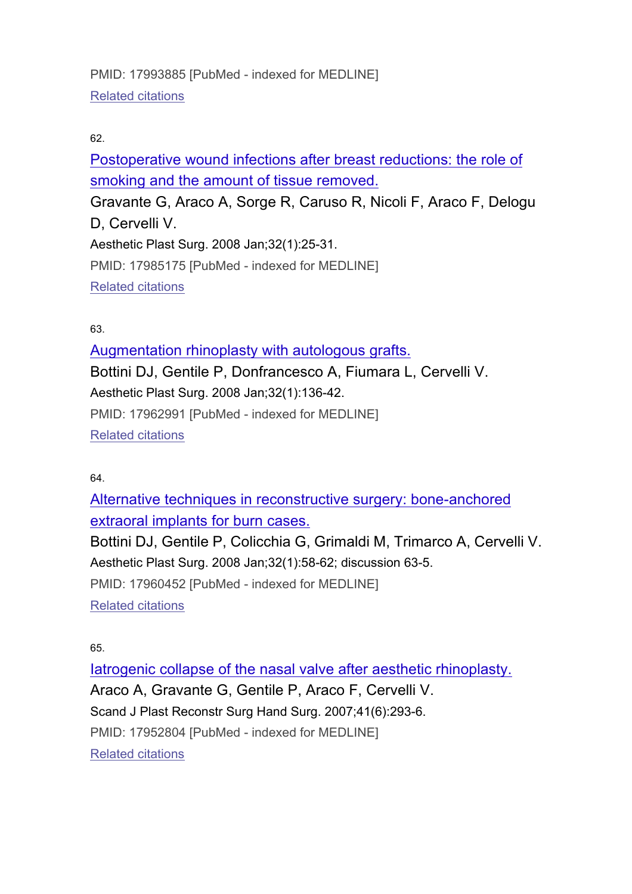PMID: 17993885 [PubMed - indexed for MEDLINE]

Related citations

62.

Postoperative wound infections after breast reductions: the role of smoking and the amount of tissue removed.

Gravante G, Araco A, Sorge R, Caruso R, Nicoli F, Araco F, Delogu D, Cervelli V.

Aesthetic Plast Surg. 2008 Jan;32(1):25-31.

PMID: 17985175 [PubMed - indexed for MEDLINE]

Related citations

63.

Augmentation rhinoplasty with autologous grafts.

Bottini DJ, Gentile P, Donfrancesco A, Fiumara L, Cervelli V.

Aesthetic Plast Surg. 2008 Jan;32(1):136-42.

PMID: 17962991 [PubMed - indexed for MEDLINE]

Related citations

64.

Alternative techniques in reconstructive surgery: bone-anchored extraoral implants for burn cases.

Bottini DJ, Gentile P, Colicchia G, Grimaldi M, Trimarco A, Cervelli V.

Aesthetic Plast Surg. 2008 Jan;32(1):58-62; discussion 63-5.

PMID: 17960452 [PubMed - indexed for MEDLINE]

Related citations

65.

Iatrogenic collapse of the nasal valve after aesthetic rhinoplasty.

Araco A, Gravante G, Gentile P, Araco F, Cervelli V.

Scand J Plast Reconstr Surg Hand Surg. 2007;41(6):293-6.

PMID: 17952804 [PubMed - indexed for MEDLINE]

Related citations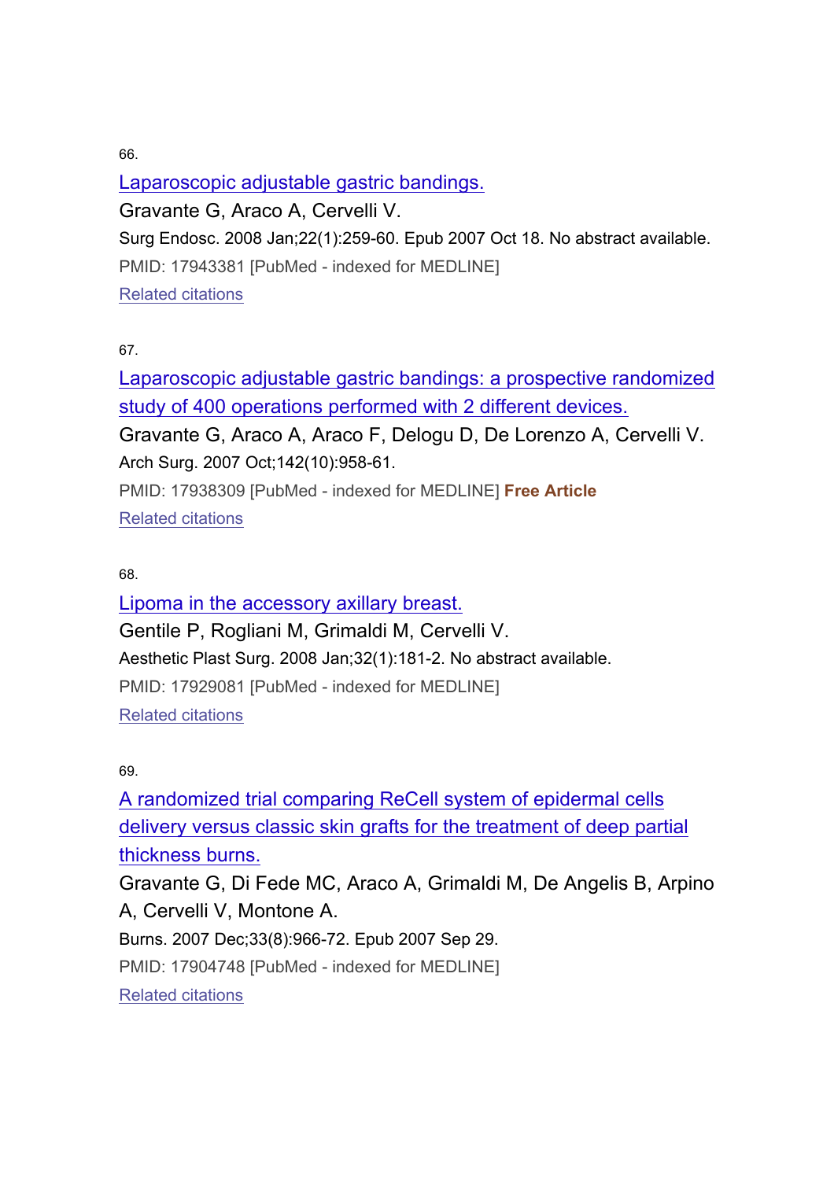66.

[Laparoscopic adjustable gastric bandings.]

Gravante G, Araco A, Cervelli V.

Surg Endosc. 2008 Jan;22(1):259-60. Epub 2007 Oct 18. No abstract available.

PMID: 17943381 [PubMed - indexed for MEDLINE]

[Related citations]

67.

[Laparoscopic adjustable gastric bandings: a prospective randomized study of 400 operations performed with 2 different devices.]

Gravante G, Araco A, Araco F, Delogu D, De Lorenzo A, Cervelli V.

Arch Surg. 2007 Oct;142(10):958-61.

PMID: 17938309 [PubMed - indexed for MEDLINE] **Free Article**

[Related citations]

68.

[Lipoma in the accessory axillary breast.]

Gentile P, Rogliani M, Grimaldi M, Cervelli V.

Aesthetic Plast Surg. 2008 Jan;32(1):181-2. No abstract available.

PMID: 17929081 [PubMed - indexed for MEDLINE]

[Related citations]

69.

[A randomized trial comparing ReCell system of epidermal cells delivery versus classic skin grafts for the treatment of deep partial thickness burns.]

Gravante G, Di Fede MC, Araco A, Grimaldi M, De Angelis B, Arpino A, Cervelli V, Montone A.

Burns. 2007 Dec;33(8):966-72. Epub 2007 Sep 29.

PMID: 17904748 [PubMed - indexed for MEDLINE]

[Related citations]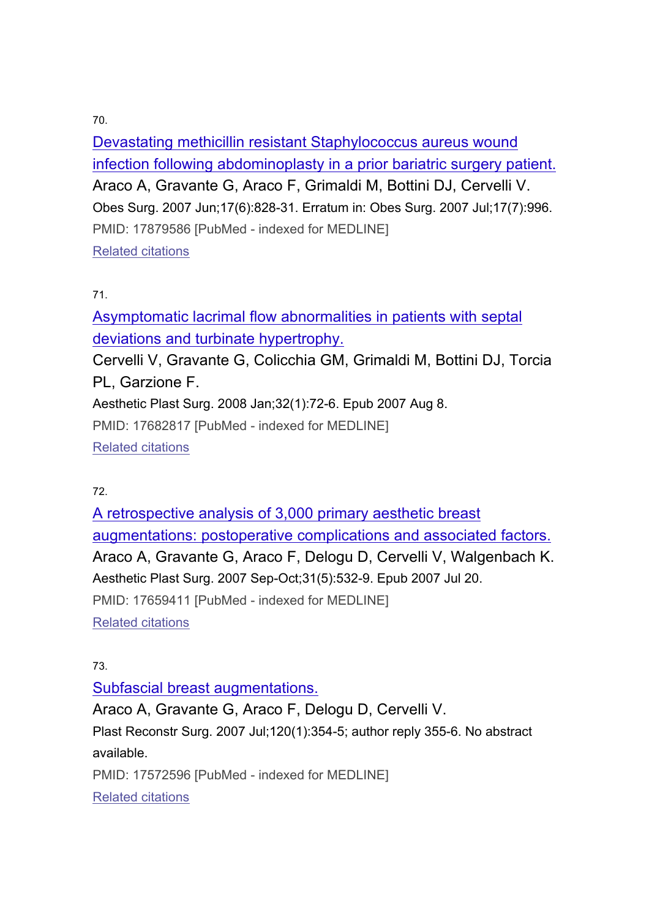70.

Devastating methicillin resistant Staphylococcus aureus wound infection following abdominoplasty in a prior bariatric surgery patient.

Araco A, Gravante G, Araco F, Grimaldi M, Bottini DJ, Cervelli V.

Obes Surg. 2007 Jun;17(6):828-31. Erratum in: Obes Surg. 2007 Jul;17(7):996.

PMID: 17879586 [PubMed - indexed for MEDLINE]

Related citations

71.

Asymptomatic lacrimal flow abnormalities in patients with septal deviations and turbinate hypertrophy.

Cervelli V, Gravante G, Colicchia GM, Grimaldi M, Bottini DJ, Torcia PL, Garzione F.

Aesthetic Plast Surg. 2008 Jan;32(1):72-6. Epub 2007 Aug 8.

PMID: 17682817 [PubMed - indexed for MEDLINE]

Related citations

72.

A retrospective analysis of 3,000 primary aesthetic breast augmentations: postoperative complications and associated factors.

Araco A, Gravante G, Araco F, Delogu D, Cervelli V, Walgenbach K.

Aesthetic Plast Surg. 2007 Sep-Oct;31(5):532-9. Epub 2007 Jul 20.

PMID: 17659411 [PubMed - indexed for MEDLINE]

Related citations

73.

Subfascial breast augmentations.

Araco A, Gravante G, Araco F, Delogu D, Cervelli V.

Plast Reconstr Surg. 2007 Jul;120(1):354-5; author reply 355-6. No abstract available.

PMID: 17572596 [PubMed - indexed for MEDLINE]

Related citations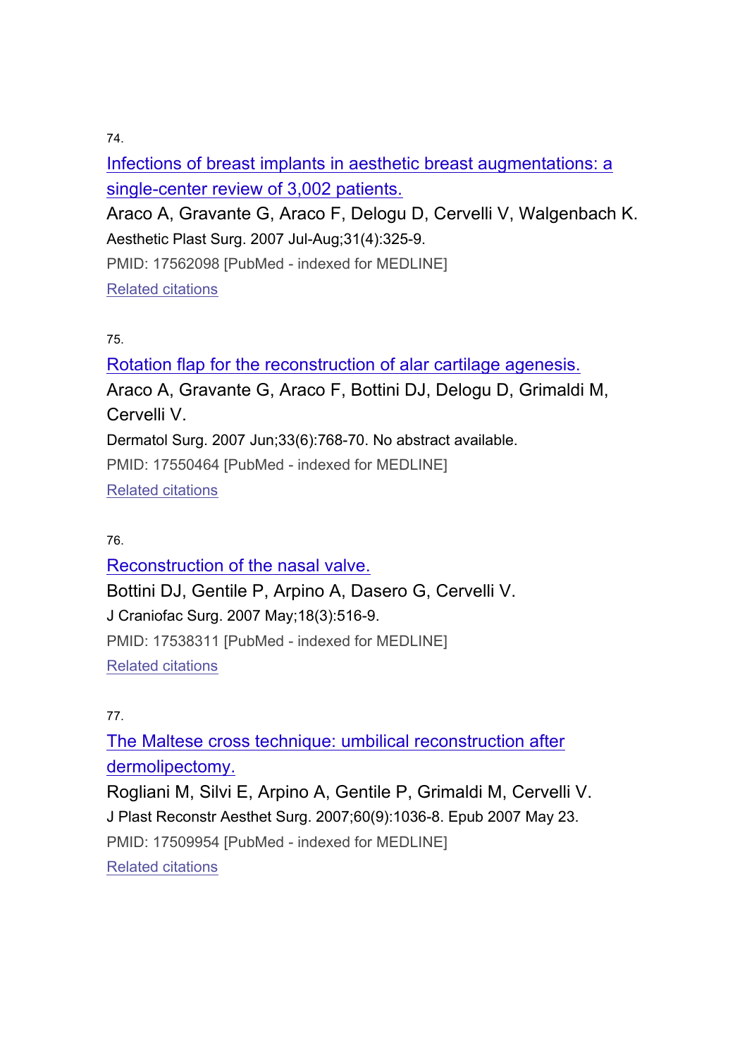74.

Infections of breast implants in aesthetic breast augmentations: a single-center review of 3,002 patients.

Araco A, Gravante G, Araco F, Delogu D, Cervelli V, Walgenbach K.

Aesthetic Plast Surg. 2007 Jul-Aug;31(4):325-9.

PMID: 17562098 [PubMed - indexed for MEDLINE]

Related citations

75.

Rotation flap for the reconstruction of alar cartilage agenesis.

Araco A, Gravante G, Araco F, Bottini DJ, Delogu D, Grimaldi M, Cervelli V.

Dermatol Surg. 2007 Jun;33(6):768-70. No abstract available.

PMID: 17550464 [PubMed - indexed for MEDLINE]

Related citations

76.

Reconstruction of the nasal valve.

Bottini DJ, Gentile P, Arpino A, Dasero G, Cervelli V.

J Craniofac Surg. 2007 May;18(3):516-9.

PMID: 17538311 [PubMed - indexed for MEDLINE]

Related citations

77.

The Maltese cross technique: umbilical reconstruction after dermolipectomy.

Rogliani M, Silvi E, Arpino A, Gentile P, Grimaldi M, Cervelli V.

J Plast Reconstr Aesthet Surg. 2007;60(9):1036-8. Epub 2007 May 23.

PMID: 17509954 [PubMed - indexed for MEDLINE]

Related citations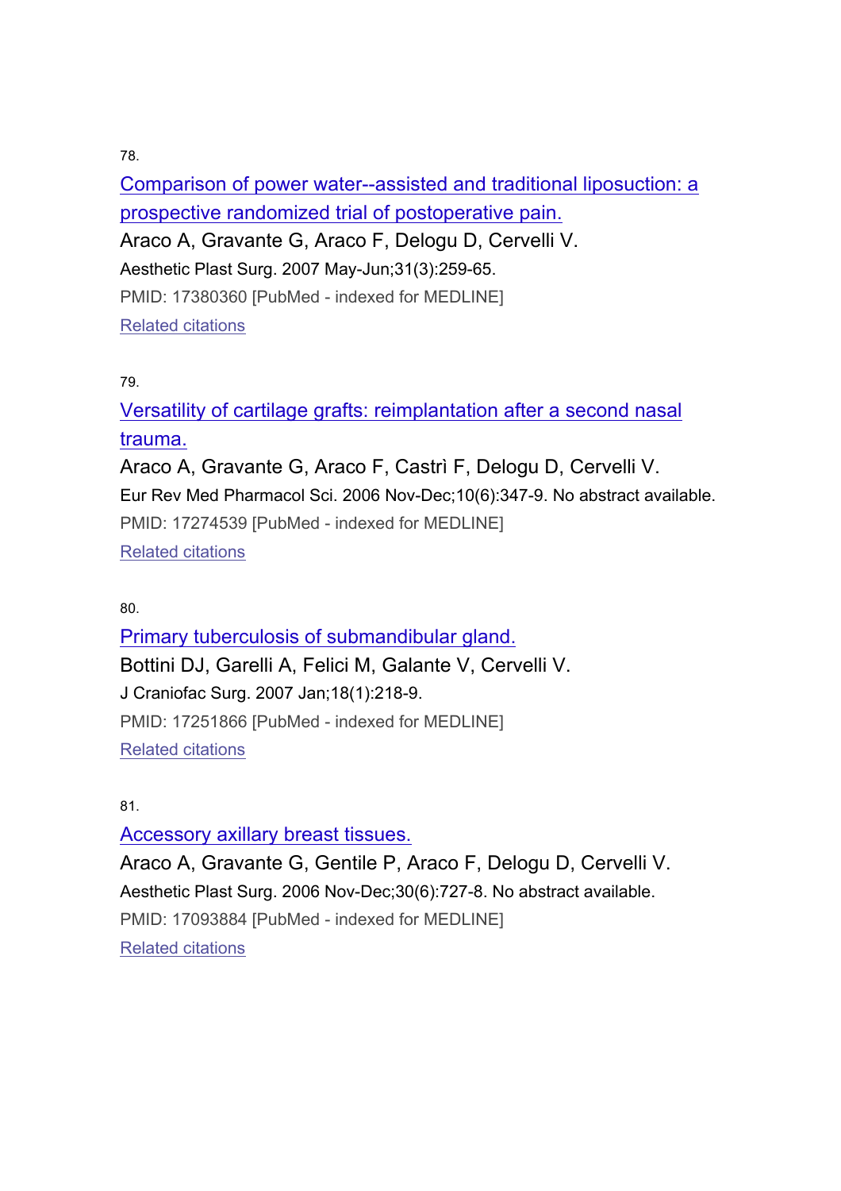78.

[Comparison of power water--assisted and traditional liposuction: a prospective randomized trial of postoperative pain.]

Araco A, Gravante G, Araco F, Delogu D, Cervelli V.

Aesthetic Plast Surg. 2007 May-Jun;31(3):259-65.

PMID: 17380360 [PubMed - indexed for MEDLINE]

[Related citations]

79.

[Versatility of cartilage grafts: reimplantation after a second nasal trauma.]

Araco A, Gravante G, Araco F, Castrì F, Delogu D, Cervelli V.

Eur Rev Med Pharmacol Sci. 2006 Nov-Dec;10(6):347-9. No abstract available.

PMID: 17274539 [PubMed - indexed for MEDLINE]

[Related citations]

80.

[Primary tuberculosis of submandibular gland.]

Bottini DJ, Garelli A, Felici M, Galante V, Cervelli V.

J Craniofac Surg. 2007 Jan;18(1):218-9.

PMID: 17251866 [PubMed - indexed for MEDLINE]

[Related citations]

81.

[Accessory axillary breast tissues.]

Araco A, Gravante G, Gentile P, Araco F, Delogu D, Cervelli V.

Aesthetic Plast Surg. 2006 Nov-Dec;30(6):727-8. No abstract available.

PMID: 17093884 [PubMed - indexed for MEDLINE]

[Related citations]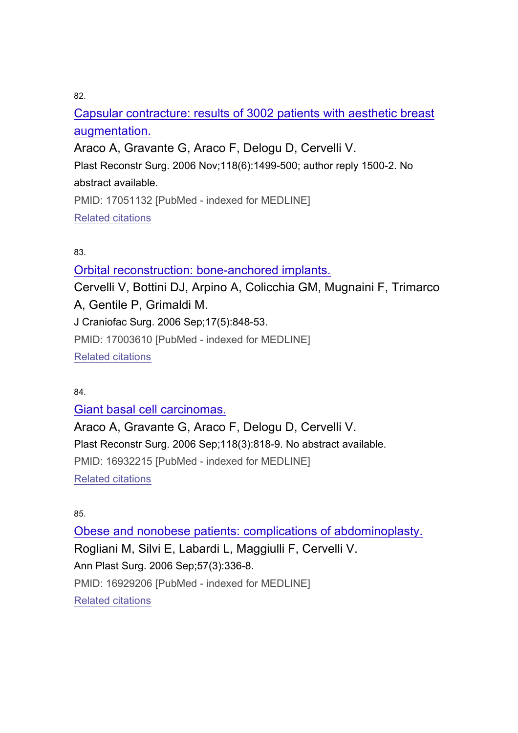82.

[Capsular contracture: results of 3002 patients with aesthetic breast augmentation.]

Araco A, Gravante G, Araco F, Delogu D, Cervelli V.

Plast Reconstr Surg. 2006 Nov;118(6):1499-500; author reply 1500-2. No abstract available.

PMID: 17051132 [PubMed - indexed for MEDLINE]

Related citations

83.

[Orbital reconstruction: bone-anchored implants.]

Cervelli V, Bottini DJ, Arpino A, Colicchia GM, Mugnaini F, Trimarco A, Gentile P, Grimaldi M.

J Craniofac Surg. 2006 Sep;17(5):848-53.

PMID: 17003610 [PubMed - indexed for MEDLINE]

Related citations

84.

[Giant basal cell carcinomas.]

Araco A, Gravante G, Araco F, Delogu D, Cervelli V.

Plast Reconstr Surg. 2006 Sep;118(3):818-9. No abstract available.

PMID: 16932215 [PubMed - indexed for MEDLINE]

Related citations

85.

[Obese and nonobese patients: complications of abdominoplasty.]

Rogliani M, Silvi E, Labardi L, Maggiulli F, Cervelli V.

Ann Plast Surg. 2006 Sep;57(3):336-8.

PMID: 16929206 [PubMed - indexed for MEDLINE]

Related citations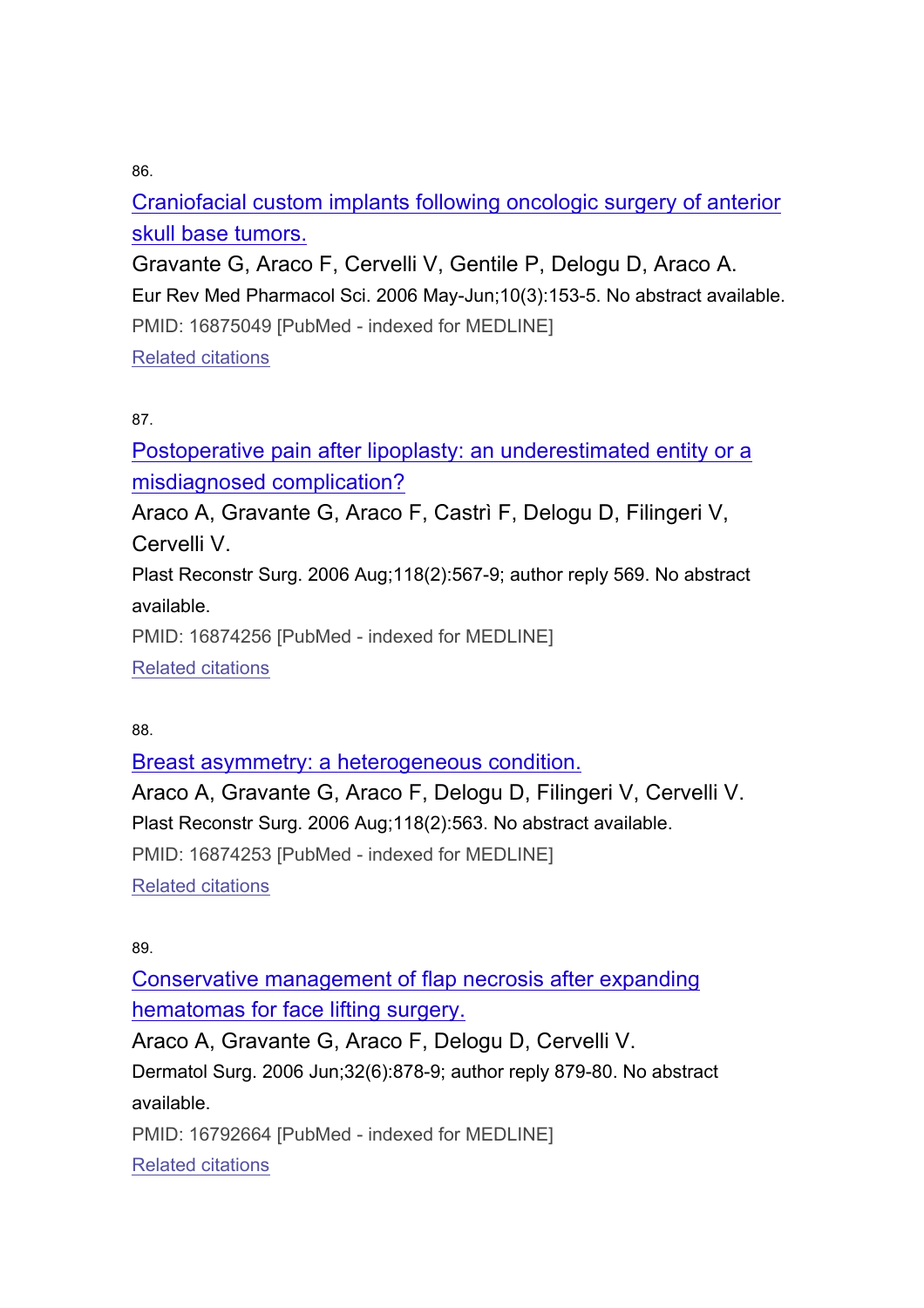86.

[Craniofacial custom implants following oncologic surgery of anterior skull base tumors.]

Gravante G, Araco F, Cervelli V, Gentile P, Delogu D, Araco A.

Eur Rev Med Pharmacol Sci. 2006 May-Jun;10(3):153-5. No abstract available.

PMID: 16875049 [PubMed - indexed for MEDLINE]

[Related citations]

87.

[Postoperative pain after lipoplasty: an underestimated entity or a misdiagnosed complication?]

Araco A, Gravante G, Araco F, Castrì F, Delogu D, Filingeri V, Cervelli V.

Plast Reconstr Surg. 2006 Aug;118(2):567-9; author reply 569. No abstract available.

PMID: 16874256 [PubMed - indexed for MEDLINE]

[Related citations]

88.

[Breast asymmetry: a heterogeneous condition.]

Araco A, Gravante G, Araco F, Delogu D, Filingeri V, Cervelli V.

Plast Reconstr Surg. 2006 Aug;118(2):563. No abstract available.

PMID: 16874253 [PubMed - indexed for MEDLINE]

[Related citations]

89.

[Conservative management of flap necrosis after expanding hematomas for face lifting surgery.]

Araco A, Gravante G, Araco F, Delogu D, Cervelli V.

Dermatol Surg. 2006 Jun;32(6):878-9; author reply 879-80. No abstract available.

PMID: 16792664 [PubMed - indexed for MEDLINE]

[Related citations]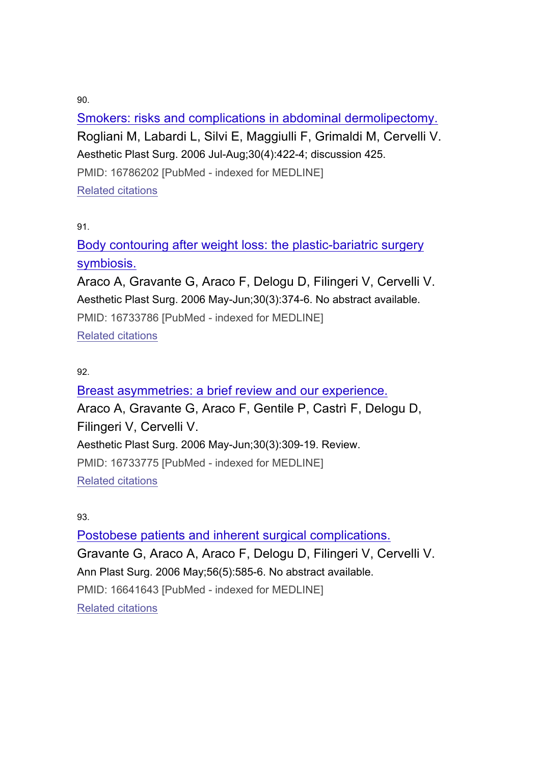90.

Smokers: risks and complications in abdominal dermolipectomy.

Rogliani M, Labardi L, Silvi E, Maggiulli F, Grimaldi M, Cervelli V.

Aesthetic Plast Surg. 2006 Jul-Aug;30(4):422-4; discussion 425.

PMID: 16786202 [PubMed - indexed for MEDLINE]

Related citations

91.

Body contouring after weight loss: the plastic-bariatric surgery symbiosis.

Araco A, Gravante G, Araco F, Delogu D, Filingeri V, Cervelli V.

Aesthetic Plast Surg. 2006 May-Jun;30(3):374-6. No abstract available.

PMID: 16733786 [PubMed - indexed for MEDLINE]

Related citations

92.

Breast asymmetries: a brief review and our experience.

Araco A, Gravante G, Araco F, Gentile P, Castrì F, Delogu D, Filingeri V, Cervelli V.

Aesthetic Plast Surg. 2006 May-Jun;30(3):309-19. Review.

PMID: 16733775 [PubMed - indexed for MEDLINE]

Related citations

93.

Postobese patients and inherent surgical complications.

Gravante G, Araco A, Araco F, Delogu D, Filingeri V, Cervelli V.

Ann Plast Surg. 2006 May;56(5):585-6. No abstract available.

PMID: 16641643 [PubMed - indexed for MEDLINE]

Related citations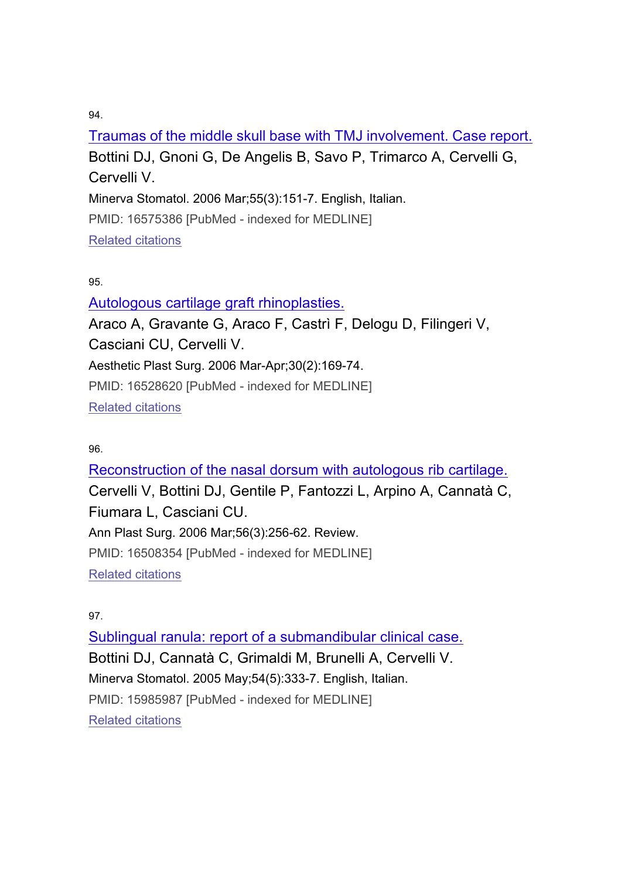94.

Traumas of the middle skull base with TMJ involvement. Case report.
Bottini DJ, Gnoni G, De Angelis B, Savo P, Trimarco A, Cervelli G, Cervelli V.
Minerva Stomatol. 2006 Mar;55(3):151-7. English, Italian.
PMID: 16575386 [PubMed - indexed for MEDLINE]
Related citations

95.

Autologous cartilage graft rhinoplasties.
Araco A, Gravante G, Araco F, Castrì F, Delogu D, Filingeri V, Casciani CU, Cervelli V.
Aesthetic Plast Surg. 2006 Mar-Apr;30(2):169-74.
PMID: 16528620 [PubMed - indexed for MEDLINE]
Related citations

96.

Reconstruction of the nasal dorsum with autologous rib cartilage.
Cervelli V, Bottini DJ, Gentile P, Fantozzi L, Arpino A, Cannatà C, Fiumara L, Casciani CU.
Ann Plast Surg. 2006 Mar;56(3):256-62. Review.
PMID: 16508354 [PubMed - indexed for MEDLINE]
Related citations

97.

Sublingual ranula: report of a submandibular clinical case.
Bottini DJ, Cannatà C, Grimaldi M, Brunelli A, Cervelli V.
Minerva Stomatol. 2005 May;54(5):333-7. English, Italian.
PMID: 15985987 [PubMed - indexed for MEDLINE]
Related citations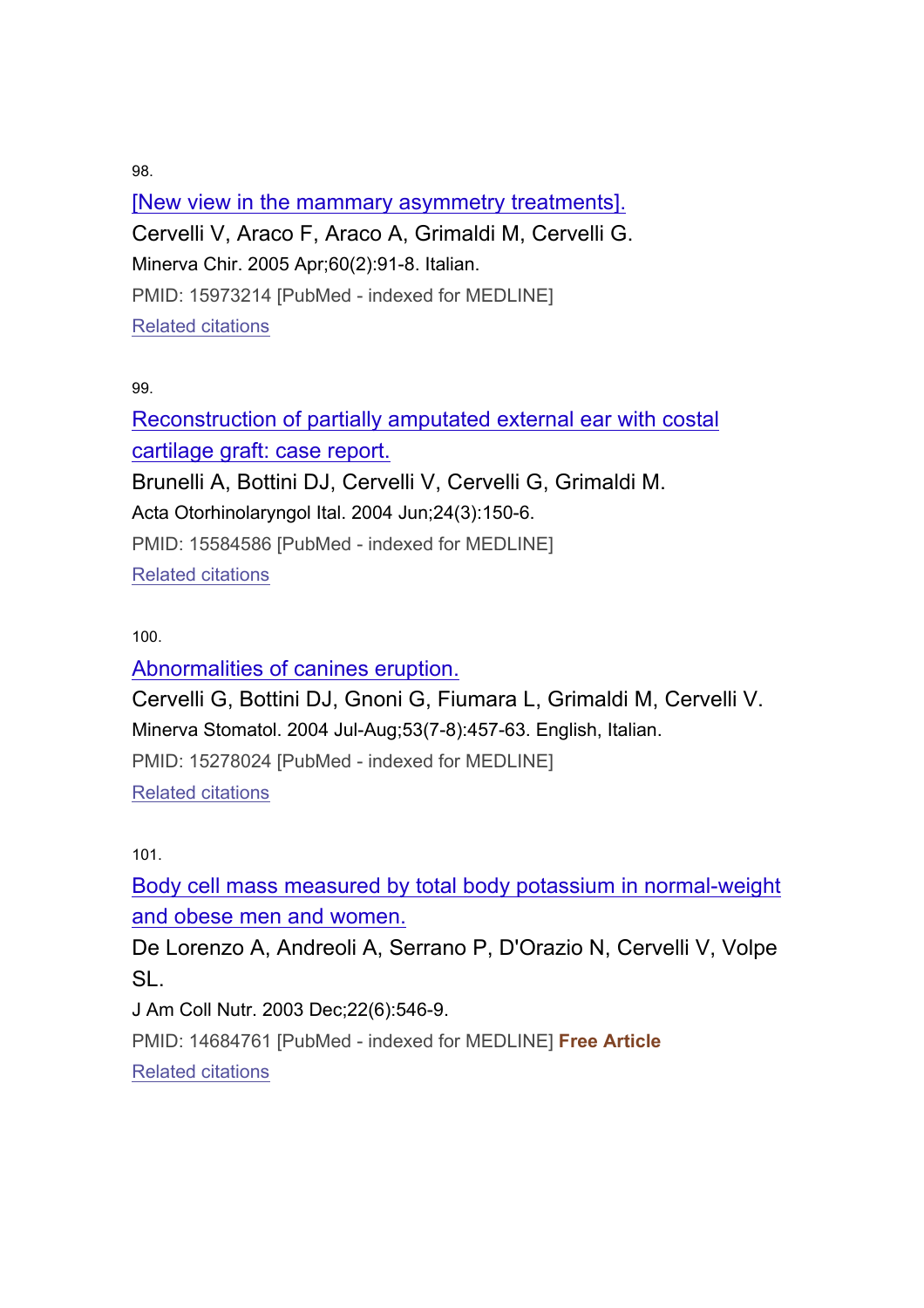98.

[New view in the mammary asymmetry treatments].

Cervelli V, Araco F, Araco A, Grimaldi M, Cervelli G.

Minerva Chir. 2005 Apr;60(2):91-8. Italian.

PMID: 15973214 [PubMed - indexed for MEDLINE]

Related citations

99.

Reconstruction of partially amputated external ear with costal cartilage graft: case report.

Brunelli A, Bottini DJ, Cervelli V, Cervelli G, Grimaldi M.

Acta Otorhinolaryngol Ital. 2004 Jun;24(3):150-6.

PMID: 15584586 [PubMed - indexed for MEDLINE]

Related citations

100.

Abnormalities of canines eruption.

Cervelli G, Bottini DJ, Gnoni G, Fiumara L, Grimaldi M, Cervelli V.

Minerva Stomatol. 2004 Jul-Aug;53(7-8):457-63. English, Italian.

PMID: 15278024 [PubMed - indexed for MEDLINE]

Related citations

101.

Body cell mass measured by total body potassium in normal-weight and obese men and women.

De Lorenzo A, Andreoli A, Serrano P, D'Orazio N, Cervelli V, Volpe SL.

J Am Coll Nutr. 2003 Dec;22(6):546-9.

PMID: 14684761 [PubMed - indexed for MEDLINE] **Free Article**

Related citations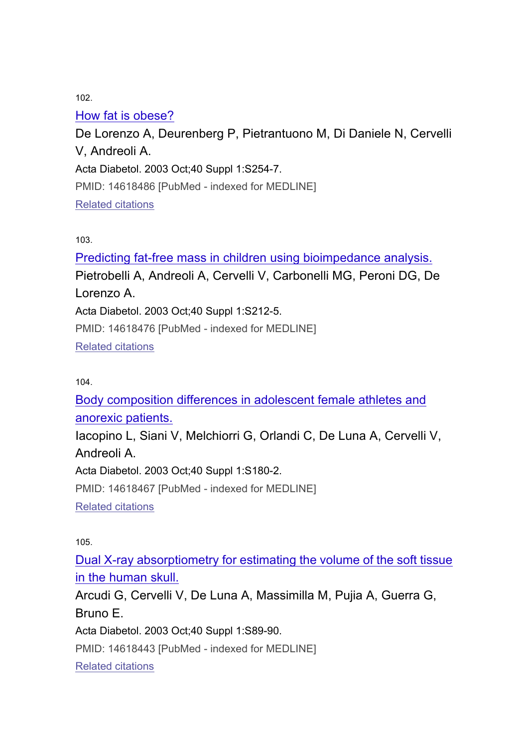102.

How fat is obese?

De Lorenzo A, Deurenberg P, Pietrantuono M, Di Daniele N, Cervelli V, Andreoli A.

Acta Diabetol. 2003 Oct;40 Suppl 1:S254-7.

PMID: 14618486 [PubMed - indexed for MEDLINE]

Related citations

103.

Predicting fat-free mass in children using bioimpedance analysis.

Pietrobelli A, Andreoli A, Cervelli V, Carbonelli MG, Peroni DG, De Lorenzo A.

Acta Diabetol. 2003 Oct;40 Suppl 1:S212-5.

PMID: 14618476 [PubMed - indexed for MEDLINE]

Related citations

104.

Body composition differences in adolescent female athletes and anorexic patients.

Iacopino L, Siani V, Melchiorri G, Orlandi C, De Luna A, Cervelli V, Andreoli A.

Acta Diabetol. 2003 Oct;40 Suppl 1:S180-2.

PMID: 14618467 [PubMed - indexed for MEDLINE]

Related citations

105.

Dual X-ray absorptiometry for estimating the volume of the soft tissue in the human skull.

Arcudi G, Cervelli V, De Luna A, Massimilla M, Pujia A, Guerra G, Bruno E.

Acta Diabetol. 2003 Oct;40 Suppl 1:S89-90.

PMID: 14618443 [PubMed - indexed for MEDLINE]

Related citations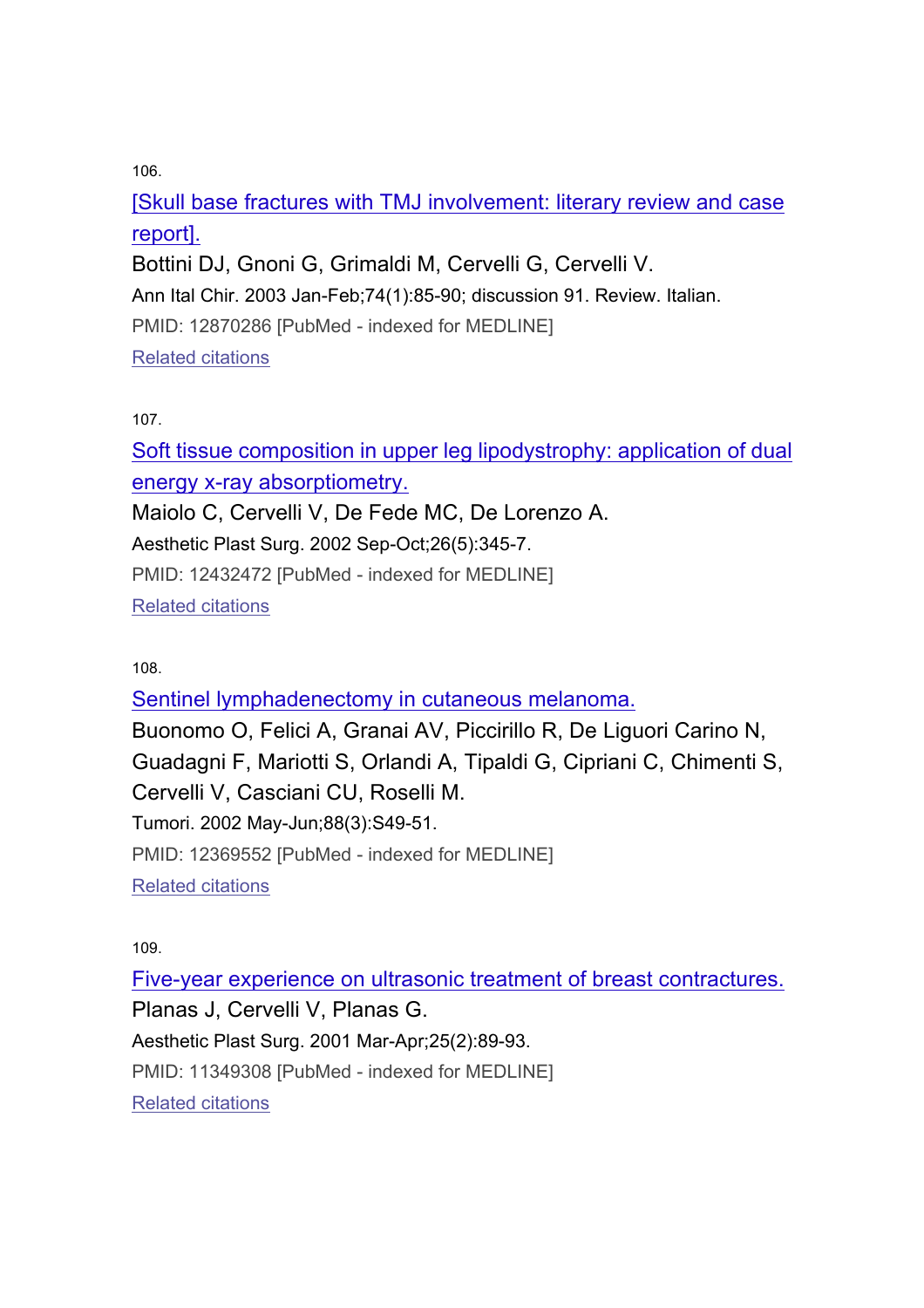106.

[Skull base fractures with TMJ involvement: literary review and case report].

Bottini DJ, Gnoni G, Grimaldi M, Cervelli G, Cervelli V.

Ann Ital Chir. 2003 Jan-Feb;74(1):85-90; discussion 91. Review. Italian.

PMID: 12870286 [PubMed - indexed for MEDLINE]

Related citations

107.

Soft tissue composition in upper leg lipodystrophy: application of dual energy x-ray absorptiometry.

Maiolo C, Cervelli V, De Fede MC, De Lorenzo A.

Aesthetic Plast Surg. 2002 Sep-Oct;26(5):345-7.

PMID: 12432472 [PubMed - indexed for MEDLINE]

Related citations

108.

Sentinel lymphadenectomy in cutaneous melanoma.

Buonomo O, Felici A, Granai AV, Piccirillo R, De Liguori Carino N, Guadagni F, Mariotti S, Orlandi A, Tipaldi G, Cipriani C, Chimenti S, Cervelli V, Casciani CU, Roselli M.

Tumori. 2002 May-Jun;88(3):S49-51.

PMID: 12369552 [PubMed - indexed for MEDLINE]

Related citations

109.

Five-year experience on ultrasonic treatment of breast contractures.

Planas J, Cervelli V, Planas G.

Aesthetic Plast Surg. 2001 Mar-Apr;25(2):89-93.

PMID: 11349308 [PubMed - indexed for MEDLINE]

Related citations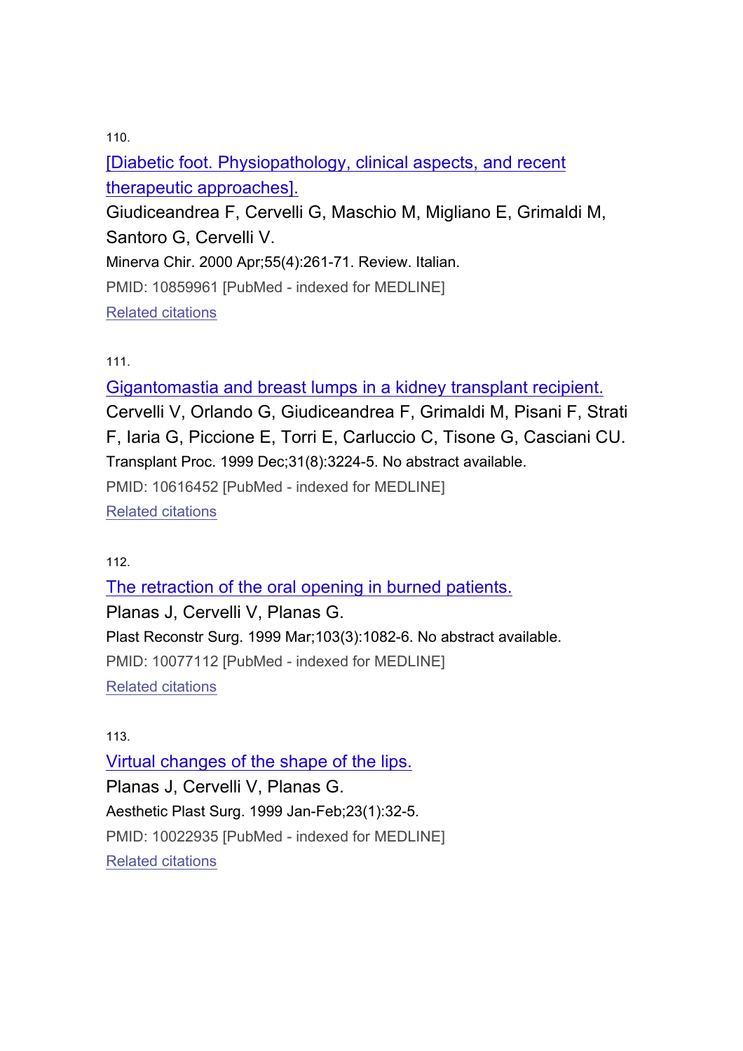110.

[Diabetic foot. Physiopathology, clinical aspects, and recent therapeutic approaches].

Giudiceandrea F, Cervelli G, Maschio M, Migliano E, Grimaldi M, Santoro G, Cervelli V.

Minerva Chir. 2000 Apr;55(4):261-71. Review. Italian.

PMID: 10859961 [PubMed - indexed for MEDLINE]

Related citations

111.

Gigantomastia and breast lumps in a kidney transplant recipient.

Cervelli V, Orlando G, Giudiceandrea F, Grimaldi M, Pisani F, Strati F, Iaria G, Piccione E, Torri E, Carluccio C, Tisone G, Casciani CU.

Transplant Proc. 1999 Dec;31(8):3224-5. No abstract available.

PMID: 10616452 [PubMed - indexed for MEDLINE]

Related citations

112.

The retraction of the oral opening in burned patients.

Planas J, Cervelli V, Planas G.

Plast Reconstr Surg. 1999 Mar;103(3):1082-6. No abstract available.

PMID: 10077112 [PubMed - indexed for MEDLINE]

Related citations

113.

Virtual changes of the shape of the lips.

Planas J, Cervelli V, Planas G.

Aesthetic Plast Surg. 1999 Jan-Feb;23(1):32-5.

PMID: 10022935 [PubMed - indexed for MEDLINE]

Related citations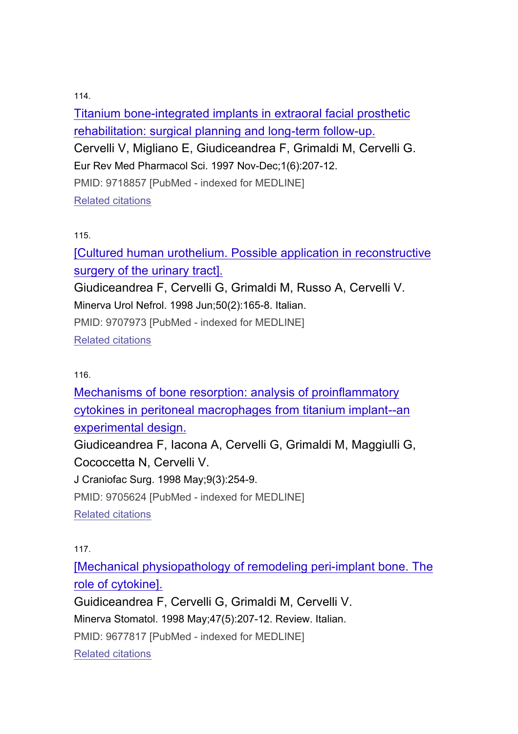114.

Titanium bone-integrated implants in extraoral facial prosthetic rehabilitation: surgical planning and long-term follow-up.

Cervelli V, Migliano E, Giudiceandrea F, Grimaldi M, Cervelli G.

Eur Rev Med Pharmacol Sci. 1997 Nov-Dec;1(6):207-12.

PMID: 9718857 [PubMed - indexed for MEDLINE]

Related citations

115.

[Cultured human urothelium. Possible application in reconstructive surgery of the urinary tract].

Giudiceandrea F, Cervelli G, Grimaldi M, Russo A, Cervelli V.

Minerva Urol Nefrol. 1998 Jun;50(2):165-8. Italian.

PMID: 9707973 [PubMed - indexed for MEDLINE]

Related citations

116.

Mechanisms of bone resorption: analysis of proinflammatory cytokines in peritoneal macrophages from titanium implant--an experimental design.

Giudiceandrea F, Iacona A, Cervelli G, Grimaldi M, Maggiulli G, Cococcetta N, Cervelli V.

J Craniofac Surg. 1998 May;9(3):254-9.

PMID: 9705624 [PubMed - indexed for MEDLINE]

Related citations

117.

[Mechanical physiopathology of remodeling peri-implant bone. The role of cytokine].

Guidiceandrea F, Cervelli G, Grimaldi M, Cervelli V.

Minerva Stomatol. 1998 May;47(5):207-12. Review. Italian.

PMID: 9677817 [PubMed - indexed for MEDLINE]

Related citations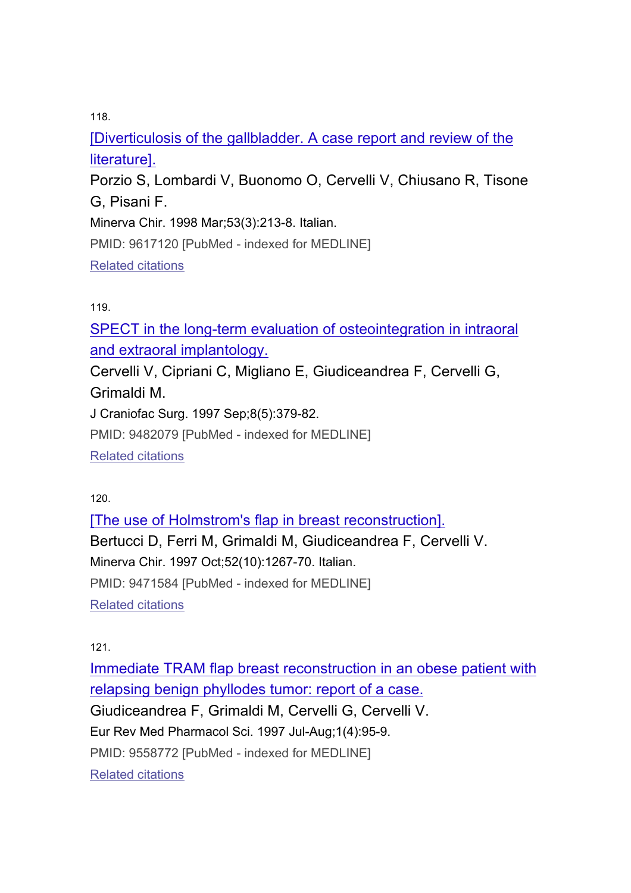118.

[Diverticulosis of the gallbladder. A case report and review of the literature].

Porzio S, Lombardi V, Buonomo O, Cervelli V, Chiusano R, Tisone G, Pisani F.

Minerva Chir. 1998 Mar;53(3):213-8. Italian.

PMID: 9617120 [PubMed - indexed for MEDLINE]

Related citations

119.

SPECT in the long-term evaluation of osteointegration in intraoral and extraoral implantology.

Cervelli V, Cipriani C, Migliano E, Giudiceandrea F, Cervelli G, Grimaldi M.

J Craniofac Surg. 1997 Sep;8(5):379-82.

PMID: 9482079 [PubMed - indexed for MEDLINE]

Related citations

120.

[The use of Holmstrom's flap in breast reconstruction].

Bertucci D, Ferri M, Grimaldi M, Giudiceandrea F, Cervelli V.

Minerva Chir. 1997 Oct;52(10):1267-70. Italian.

PMID: 9471584 [PubMed - indexed for MEDLINE]

Related citations

121.

Immediate TRAM flap breast reconstruction in an obese patient with relapsing benign phyllodes tumor: report of a case.

Giudiceandrea F, Grimaldi M, Cervelli G, Cervelli V.

Eur Rev Med Pharmacol Sci. 1997 Jul-Aug;1(4):95-9.

PMID: 9558772 [PubMed - indexed for MEDLINE]

Related citations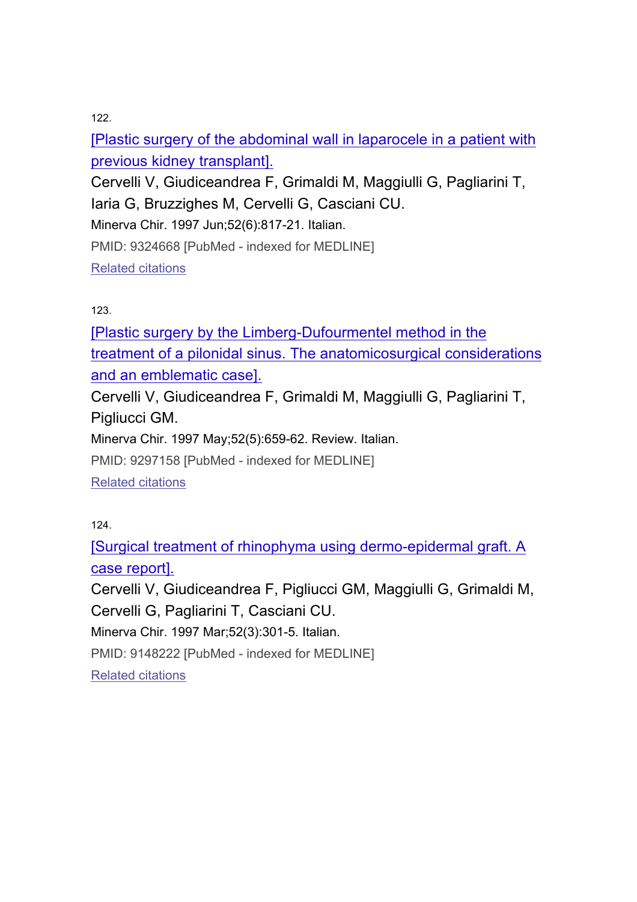122.

[Plastic surgery of the abdominal wall in laparocele in a patient with previous kidney transplant].

Cervelli V, Giudiceandrea F, Grimaldi M, Maggiulli G, Pagliarini T, Iaria G, Bruzzighes M, Cervelli G, Casciani CU.

Minerva Chir. 1997 Jun;52(6):817-21. Italian.

PMID: 9324668 [PubMed - indexed for MEDLINE]

Related citations

123.

[Plastic surgery by the Limberg-Dufourmentel method in the treatment of a pilonidal sinus. The anatomicosurgical considerations and an emblematic case].

Cervelli V, Giudiceandrea F, Grimaldi M, Maggiulli G, Pagliarini T, Pigliucci GM.

Minerva Chir. 1997 May;52(5):659-62. Review. Italian.

PMID: 9297158 [PubMed - indexed for MEDLINE]

Related citations

124.

[Surgical treatment of rhinophyma using dermo-epidermal graft. A case report].

Cervelli V, Giudiceandrea F, Pigliucci GM, Maggiulli G, Grimaldi M, Cervelli G, Pagliarini T, Casciani CU.

Minerva Chir. 1997 Mar;52(3):301-5. Italian.

PMID: 9148222 [PubMed - indexed for MEDLINE]

Related citations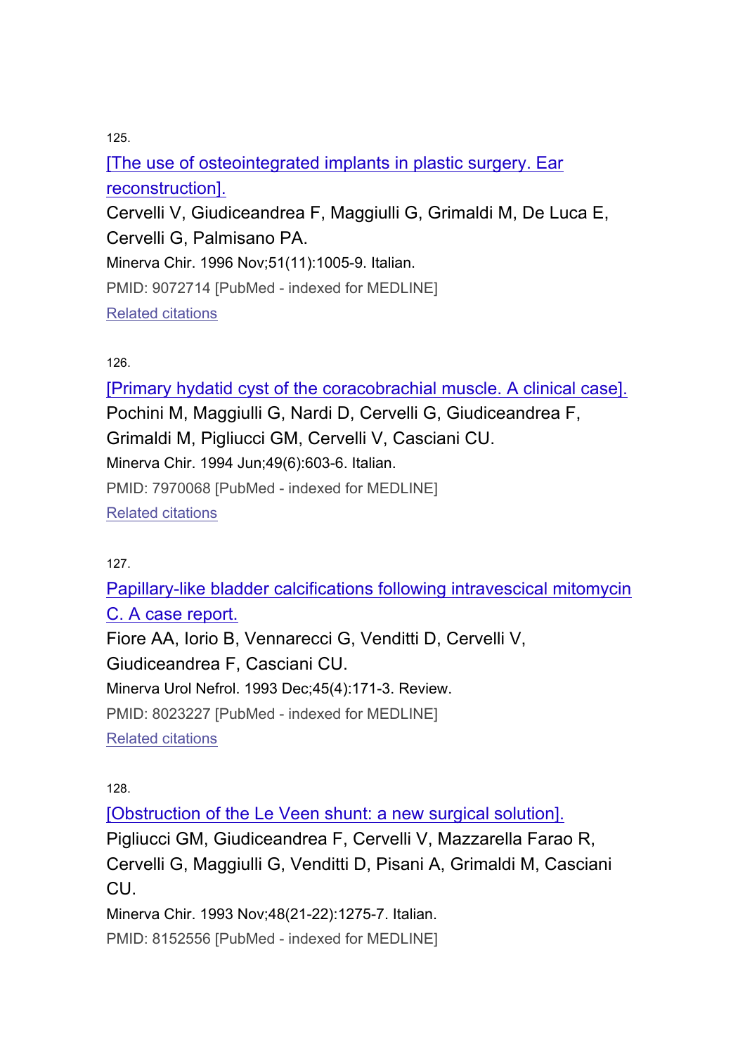125.

[The use of osteointegrated implants in plastic surgery. Ear reconstruction].

Cervelli V, Giudiceandrea F, Maggiulli G, Grimaldi M, De Luca E, Cervelli G, Palmisano PA.

Minerva Chir. 1996 Nov;51(11):1005-9. Italian.

PMID: 9072714 [PubMed - indexed for MEDLINE]

Related citations

126.

[Primary hydatid cyst of the coracobrachial muscle. A clinical case].

Pochini M, Maggiulli G, Nardi D, Cervelli G, Giudiceandrea F, Grimaldi M, Pigliucci GM, Cervelli V, Casciani CU.

Minerva Chir. 1994 Jun;49(6):603-6. Italian.

PMID: 7970068 [PubMed - indexed for MEDLINE]

Related citations

127.

Papillary-like bladder calcifications following intravescical mitomycin C. A case report.

Fiore AA, Iorio B, Vennarecci G, Venditti D, Cervelli V, Giudiceandrea F, Casciani CU.

Minerva Urol Nefrol. 1993 Dec;45(4):171-3. Review.

PMID: 8023227 [PubMed - indexed for MEDLINE]

Related citations

128.

[Obstruction of the Le Veen shunt: a new surgical solution].

Pigliucci GM, Giudiceandrea F, Cervelli V, Mazzarella Farao R, Cervelli G, Maggiulli G, Venditti D, Pisani A, Grimaldi M, Casciani CU.

Minerva Chir. 1993 Nov;48(21-22):1275-7. Italian.

PMID: 8152556 [PubMed - indexed for MEDLINE]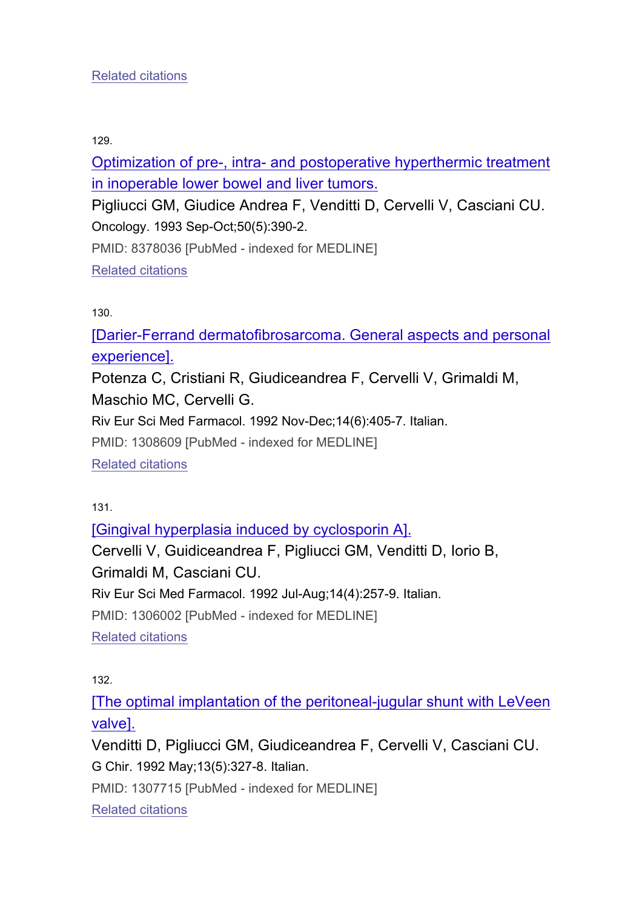Related citations

129.

Optimization of pre-, intra- and postoperative hyperthermic treatment in inoperable lower bowel and liver tumors.

Pigliucci GM, Giudice Andrea F, Venditti D, Cervelli V, Casciani CU.

Oncology. 1993 Sep-Oct;50(5):390-2.

PMID: 8378036 [PubMed - indexed for MEDLINE]

Related citations

130.

[Darier-Ferrand dermatofibrosarcoma. General aspects and personal experience].

Potenza C, Cristiani R, Giudiceandrea F, Cervelli V, Grimaldi M, Maschio MC, Cervelli G.

Riv Eur Sci Med Farmacol. 1992 Nov-Dec;14(6):405-7. Italian.

PMID: 1308609 [PubMed - indexed for MEDLINE]

Related citations

131.

[Gingival hyperplasia induced by cyclosporin A].

Cervelli V, Guidiceandrea F, Pigliucci GM, Venditti D, Iorio B, Grimaldi M, Casciani CU.

Riv Eur Sci Med Farmacol. 1992 Jul-Aug;14(4):257-9. Italian.

PMID: 1306002 [PubMed - indexed for MEDLINE]

Related citations

132.

[The optimal implantation of the peritoneal-jugular shunt with LeVeen valve].

Venditti D, Pigliucci GM, Giudiceandrea F, Cervelli V, Casciani CU.

G Chir. 1992 May;13(5):327-8. Italian.

PMID: 1307715 [PubMed - indexed for MEDLINE]

Related citations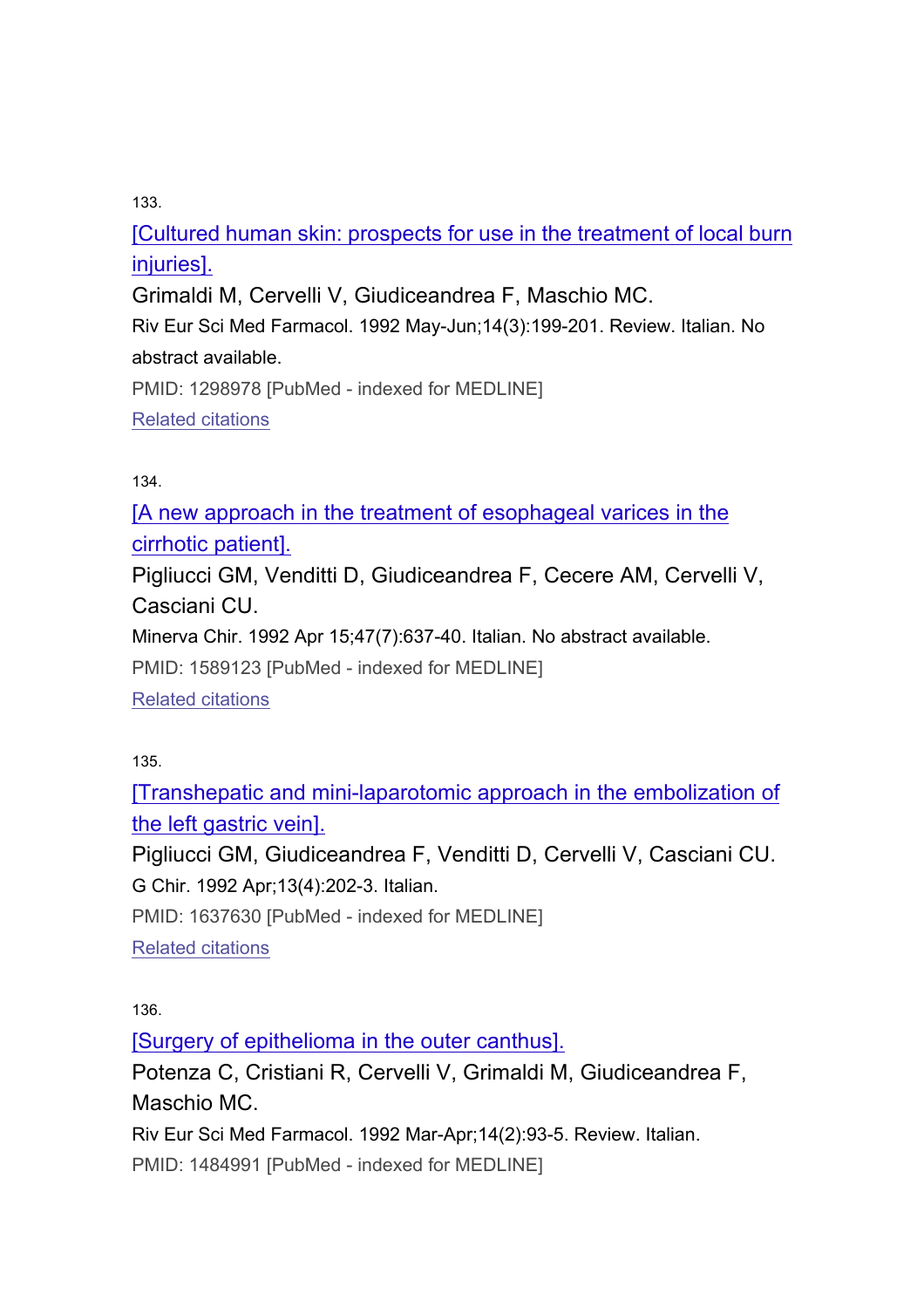133.

[Cultured human skin: prospects for use in the treatment of local burn injuries].

Grimaldi M, Cervelli V, Giudiceandrea F, Maschio MC.

Riv Eur Sci Med Farmacol. 1992 May-Jun;14(3):199-201. Review. Italian. No abstract available.

PMID: 1298978 [PubMed - indexed for MEDLINE]

Related citations

134.

[A new approach in the treatment of esophageal varices in the cirrhotic patient].

Pigliucci GM, Venditti D, Giudiceandrea F, Cecere AM, Cervelli V, Casciani CU.

Minerva Chir. 1992 Apr 15;47(7):637-40. Italian. No abstract available.

PMID: 1589123 [PubMed - indexed for MEDLINE]

Related citations

135.

[Transhepatic and mini-laparotomic approach in the embolization of the left gastric vein].

Pigliucci GM, Giudiceandrea F, Venditti D, Cervelli V, Casciani CU.

G Chir. 1992 Apr;13(4):202-3. Italian.

PMID: 1637630 [PubMed - indexed for MEDLINE]

Related citations

136.

[Surgery of epithelioma in the outer canthus].

Potenza C, Cristiani R, Cervelli V, Grimaldi M, Giudiceandrea F, Maschio MC.

Riv Eur Sci Med Farmacol. 1992 Mar-Apr;14(2):93-5. Review. Italian.

PMID: 1484991 [PubMed - indexed for MEDLINE]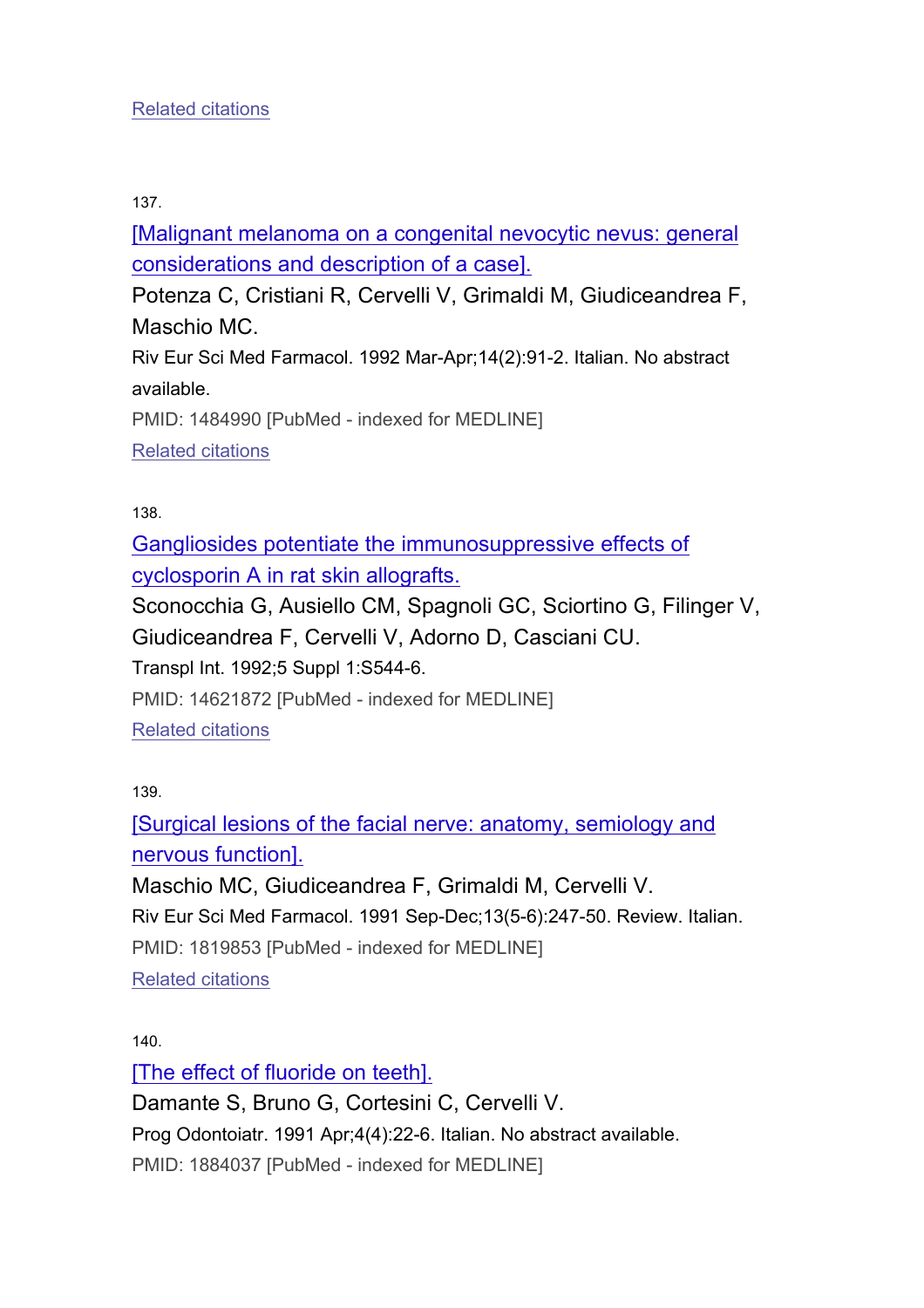Related citations

137.

[Malignant melanoma on a congenital nevocytic nevus: general considerations and description of a case].

Potenza C, Cristiani R, Cervelli V, Grimaldi M, Giudiceandrea F, Maschio MC.

Riv Eur Sci Med Farmacol. 1992 Mar-Apr;14(2):91-2. Italian. No abstract available.

PMID: 1484990 [PubMed - indexed for MEDLINE]

Related citations

138.

Gangliosides potentiate the immunosuppressive effects of cyclosporin A in rat skin allografts.

Sconocchia G, Ausiello CM, Spagnoli GC, Sciortino G, Filinger V, Giudiceandrea F, Cervelli V, Adorno D, Casciani CU.

Transpl Int. 1992;5 Suppl 1:S544-6.

PMID: 14621872 [PubMed - indexed for MEDLINE]

Related citations

139.

[Surgical lesions of the facial nerve: anatomy, semiology and nervous function].

Maschio MC, Giudiceandrea F, Grimaldi M, Cervelli V.

Riv Eur Sci Med Farmacol. 1991 Sep-Dec;13(5-6):247-50. Review. Italian.

PMID: 1819853 [PubMed - indexed for MEDLINE]

Related citations

140.

[The effect of fluoride on teeth].

Damante S, Bruno G, Cortesini C, Cervelli V.

Prog Odontoiatr. 1991 Apr;4(4):22-6. Italian. No abstract available.

PMID: 1884037 [PubMed - indexed for MEDLINE]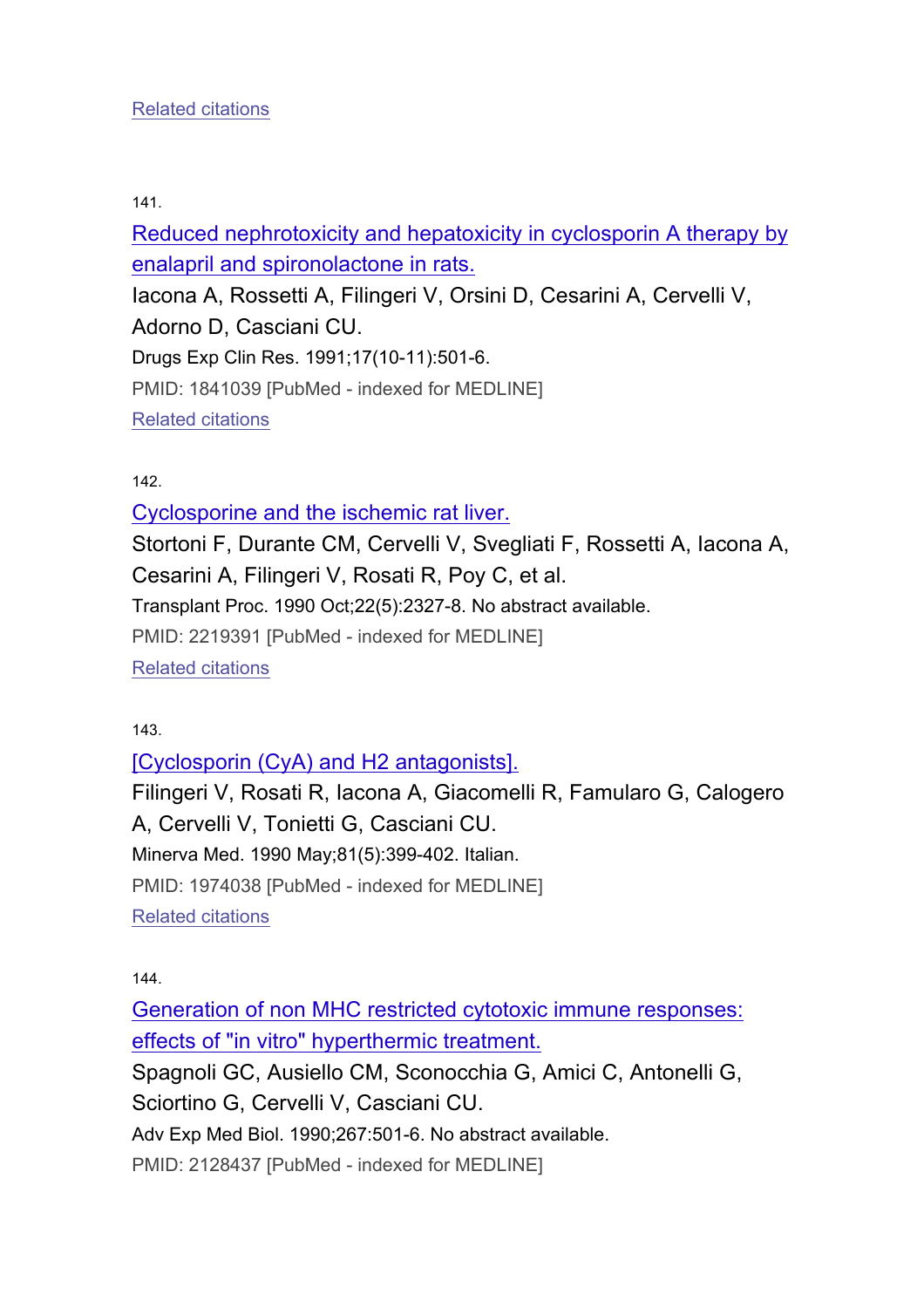Related citations

141.

Reduced nephrotoxicity and hepatoxicity in cyclosporin A therapy by enalapril and spironolactone in rats.

Iacona A, Rossetti A, Filingeri V, Orsini D, Cesarini A, Cervelli V, Adorno D, Casciani CU.

Drugs Exp Clin Res. 1991;17(10-11):501-6.

PMID: 1841039 [PubMed - indexed for MEDLINE]

Related citations

142.

Cyclosporine and the ischemic rat liver.

Stortoni F, Durante CM, Cervelli V, Svegliati F, Rossetti A, Iacona A, Cesarini A, Filingeri V, Rosati R, Poy C, et al.

Transplant Proc. 1990 Oct;22(5):2327-8. No abstract available.

PMID: 2219391 [PubMed - indexed for MEDLINE]

Related citations

143.

[Cyclosporin (CyA) and H2 antagonists].

Filingeri V, Rosati R, Iacona A, Giacomelli R, Famularo G, Calogero A, Cervelli V, Tonietti G, Casciani CU.

Minerva Med. 1990 May;81(5):399-402. Italian.

PMID: 1974038 [PubMed - indexed for MEDLINE]

Related citations

144.

Generation of non MHC restricted cytotoxic immune responses: effects of "in vitro" hyperthermic treatment.

Spagnoli GC, Ausiello CM, Sconocchia G, Amici C, Antonelli G, Sciortino G, Cervelli V, Casciani CU.

Adv Exp Med Biol. 1990;267:501-6. No abstract available.

PMID: 2128437 [PubMed - indexed for MEDLINE]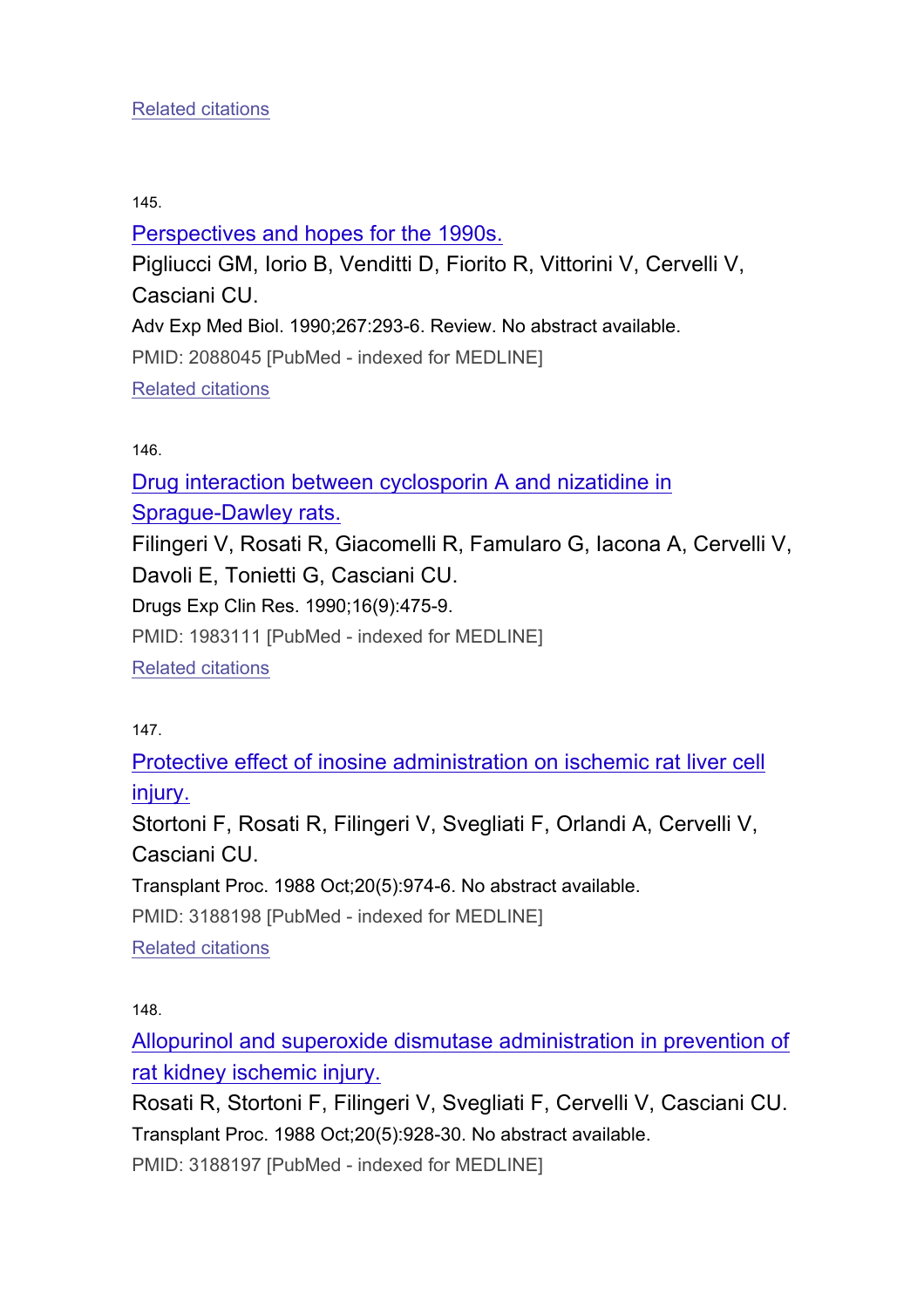Related citations

145.

Perspectives and hopes for the 1990s.

Pigliucci GM, Iorio B, Venditti D, Fiorito R, Vittorini V, Cervelli V, Casciani CU.

Adv Exp Med Biol. 1990;267:293-6. Review. No abstract available.

PMID: 2088045 [PubMed - indexed for MEDLINE]

Related citations

146.

Drug interaction between cyclosporin A and nizatidine in Sprague-Dawley rats.

Filingeri V, Rosati R, Giacomelli R, Famularo G, Iacona A, Cervelli V, Davoli E, Tonietti G, Casciani CU.

Drugs Exp Clin Res. 1990;16(9):475-9.

PMID: 1983111 [PubMed - indexed for MEDLINE]

Related citations

147.

Protective effect of inosine administration on ischemic rat liver cell injury.

Stortoni F, Rosati R, Filingeri V, Svegliati F, Orlandi A, Cervelli V, Casciani CU.

Transplant Proc. 1988 Oct;20(5):974-6. No abstract available.

PMID: 3188198 [PubMed - indexed for MEDLINE]

Related citations

148.

Allopurinol and superoxide dismutase administration in prevention of rat kidney ischemic injury.

Rosati R, Stortoni F, Filingeri V, Svegliati F, Cervelli V, Casciani CU.

Transplant Proc. 1988 Oct;20(5):928-30. No abstract available.

PMID: 3188197 [PubMed - indexed for MEDLINE]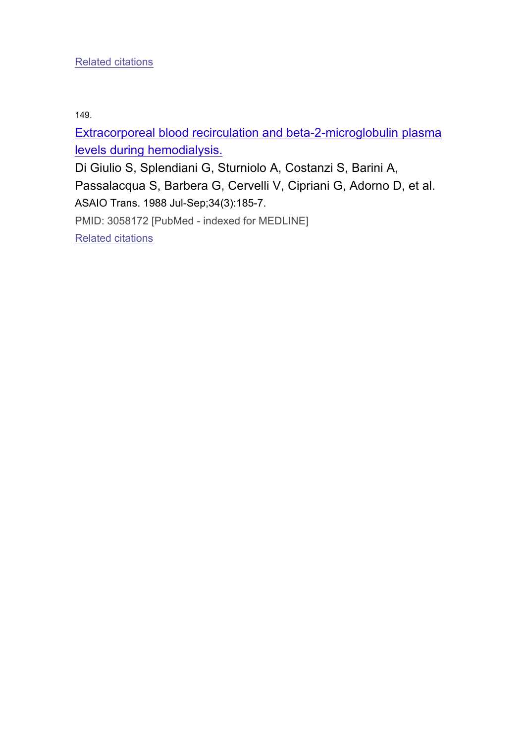Related citations

149.

Extracorporeal blood recirculation and beta-2-microglobulin plasma levels during hemodialysis.

Di Giulio S, Splendiani G, Sturniolo A, Costanzi S, Barini A, Passalacqua S, Barbera G, Cervelli V, Cipriani G, Adorno D, et al.

ASAIO Trans. 1988 Jul-Sep;34(3):185-7.

PMID: 3058172 [PubMed - indexed for MEDLINE]

Related citations